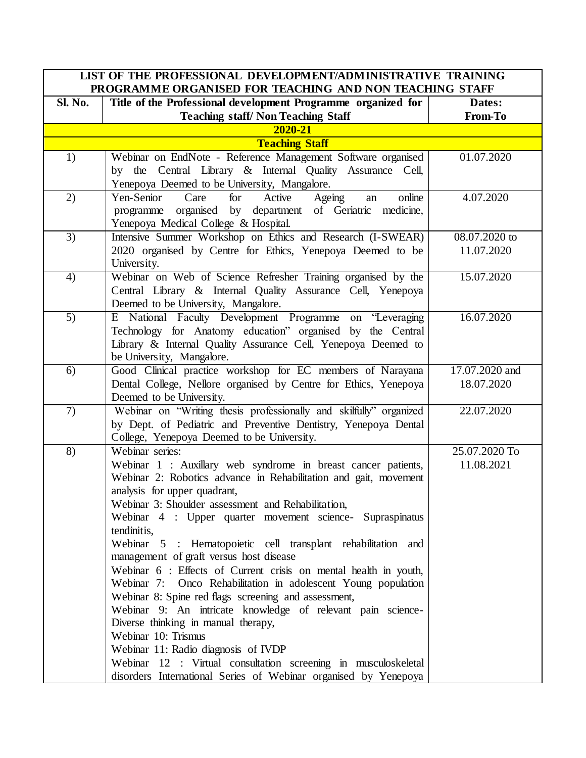| LIST OF THE PROFESSIONAL DEVELOPMENT/ADMINISTRATIVE TRAINING PROGRAMME ORGANISED FOR TEACHING AND NON TEACHING STAFF | | |
|---|---|---|
| **Sl. No.** | **Title of the Professional development Programme organized for Teaching staff/ Non Teaching Staff** | **Dates: From-To** |
| | **2020-21** | |
| | **Teaching Staff** | |
| 1) | Webinar on EndNote - Reference Management Software organised by the Central Library & Internal Quality Assurance Cell, Yenepoya Deemed to be University, Mangalore. | 01.07.2020 |
| 2) | Yen-Senior Care for Active Ageing an online programme organised by department of Geriatric medicine, Yenepoya Medical College & Hospital. | 4.07.2020 |
| 3) | Intensive Summer Workshop on Ethics and Research (I-SWEAR) 2020 organised by Centre for Ethics, Yenepoya Deemed to be University. | 08.07.2020 to 11.07.2020 |
| 4) | Webinar on Web of Science Refresher Training organised by the Central Library & Internal Quality Assurance Cell, Yenepoya Deemed to be University, Mangalore. | 15.07.2020 |
| 5) | E National Faculty Development Programme on "Leveraging Technology for Anatomy education" organised by the Central Library & Internal Quality Assurance Cell, Yenepoya Deemed to be University, Mangalore. | 16.07.2020 |
| 6) | Good Clinical practice workshop for EC members of Narayana Dental College, Nellore organised by Centre for Ethics, Yenepoya Deemed to be University. | 17.07.2020 and 18.07.2020 |
| 7) | Webinar on "Writing thesis professionally and skilfully" organized by Dept. of Pediatric and Preventive Dentistry, Yenepoya Dental College, Yenepoya Deemed to be University. | 22.07.2020 |
| 8) | Webinar series:<br>Webinar 1 : Auxillary web syndrome in breast cancer patients,<br>Webinar 2: Robotics advance in Rehabilitation and gait, movement analysis for upper quadrant,<br>Webinar 3: Shoulder assessment and Rehabilitation,<br>Webinar 4 : Upper quarter movement science- Supraspinatus tendinitis,<br>Webinar 5 : Hematopoietic cell transplant rehabilitation and management of graft versus host disease<br>Webinar 6 : Effects of Current crisis on mental health in youth,<br>Webinar 7: Onco Rehabilitation in adolescent Young population<br>Webinar 8: Spine red flags screening and assessment,<br>Webinar 9: An intricate knowledge of relevant pain science-Diverse thinking in manual therapy,<br>Webinar 10: Trismus<br>Webinar 11: Radio diagnosis of IVDP<br>Webinar 12 : Virtual consultation screening in musculoskeletal disorders International Series of Webinar organised by Yenepoya | 25.07.2020 To 11.08.2021 |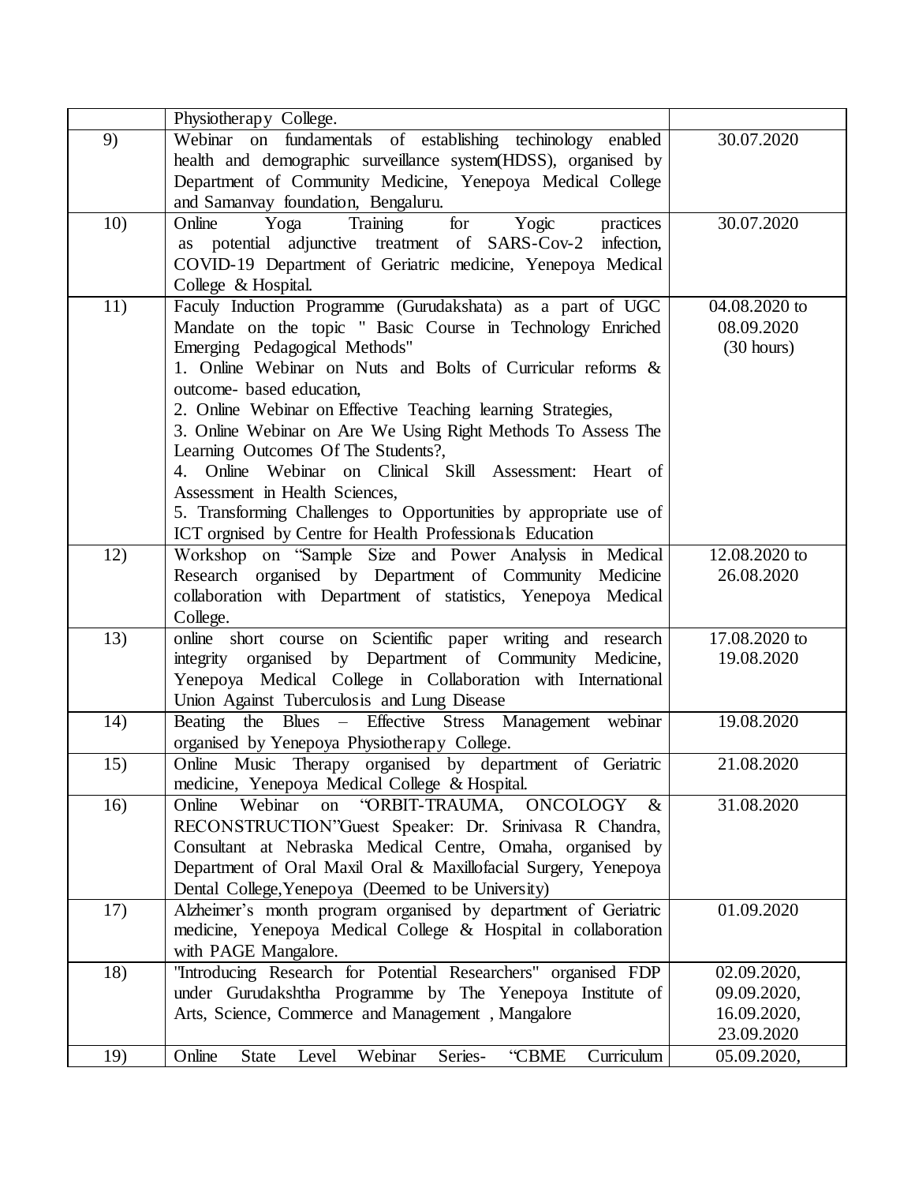| | | |
|---|---|---|
| | Physiotherapy College. | |
| 9) | Webinar on fundamentals of establishing techinology enabled health and demographic surveillance system(HDSS), organised by Department of Community Medicine, Yenepoya Medical College and Samanvay foundation, Bengaluru. | 30.07.2020 |
| 10) | Online Yoga Training for Yogic practices as potential adjunctive treatment of SARS-Cov-2 infection, COVID-19 Department of Geriatric medicine, Yenepoya Medical College & Hospital. | 30.07.2020 |
| 11) | Faculy Induction Programme (Gurudakshata) as a part of UGC Mandate on the topic " Basic Course in Technology Enriched Emerging Pedagogical Methods"<br>1. Online Webinar on Nuts and Bolts of Curricular reforms & outcome- based education,<br>2. Online Webinar on Effective Teaching learning Strategies,<br>3. Online Webinar on Are We Using Right Methods To Assess The Learning Outcomes Of The Students?,<br>4. Online Webinar on Clinical Skill Assessment: Heart of Assessment in Health Sciences,<br>5. Transforming Challenges to Opportunities by appropriate use of ICT orgnised by Centre for Health Professionals Education | 04.08.2020 to 08.09.2020 (30 hours) |
| 12) | Workshop on "Sample Size and Power Analysis in Medical Research organised by Department of Community Medicine collaboration with Department of statistics, Yenepoya Medical College. | 12.08.2020 to 26.08.2020 |
| 13) | online short course on Scientific paper writing and research integrity organised by Department of Community Medicine, Yenepoya Medical College in Collaboration with International Union Against Tuberculosis and Lung Disease | 17.08.2020 to 19.08.2020 |
| 14) | Beating the Blues – Effective Stress Management webinar organised by Yenepoya Physiotherapy College. | 19.08.2020 |
| 15) | Online Music Therapy organised by department of Geriatric medicine, Yenepoya Medical College & Hospital. | 21.08.2020 |
| 16) | Online Webinar on "ORBIT-TRAUMA, ONCOLOGY & RECONSTRUCTION"Guest Speaker: Dr. Srinivasa R Chandra, Consultant at Nebraska Medical Centre, Omaha, organised by Department of Oral Maxil Oral & Maxillofacial Surgery, Yenepoya Dental College,Yenepoya (Deemed to be University) | 31.08.2020 |
| 17) | Alzheimer's month program organised by department of Geriatric medicine, Yenepoya Medical College & Hospital in collaboration with PAGE Mangalore. | 01.09.2020 |
| 18) | "Introducing Research for Potential Researchers" organised FDP under Gurudakshtha Programme by The Yenepoya Institute of Arts, Science, Commerce and Management , Mangalore | 02.09.2020, 09.09.2020, 16.09.2020, 23.09.2020 |
| 19) | Online State Level Webinar Series- "CBME Curriculum | 05.09.2020, |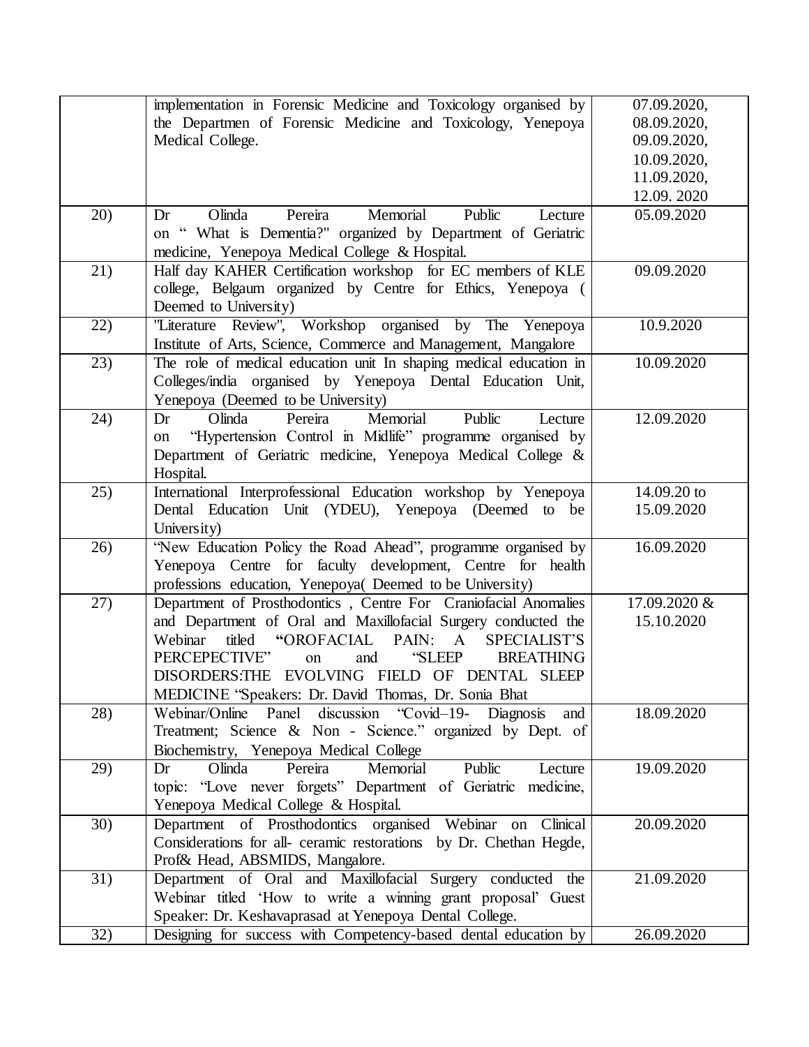| | | |
|---|---|---|
| | implementation in Forensic Medicine and Toxicology organised by the Departmen of Forensic Medicine and Toxicology, Yenepoya Medical College. | 07.09.2020, 08.09.2020, 09.09.2020, 10.09.2020, 11.09.2020, 12.09. 2020 |
| 20) | Dr Olinda Pereira Memorial Public Lecture on " What is Dementia?" organized by Department of Geriatric medicine, Yenepoya Medical College & Hospital. | 05.09.2020 |
| 21) | Half day KAHER Certification workshop for EC members of KLE college, Belgaum organized by Centre for Ethics, Yenepoya ( Deemed to University) | 09.09.2020 |
| 22) | "Literature Review", Workshop organised by The Yenepoya Institute of Arts, Science, Commerce and Management, Mangalore | 10.9.2020 |
| 23) | The role of medical education unit In shaping medical education in Colleges/india organised by Yenepoya Dental Education Unit, Yenepoya (Deemed to be University) | 10.09.2020 |
| 24) | Dr Olinda Pereira Memorial Public Lecture on "Hypertension Control in Midlife" programme organised by Department of Geriatric medicine, Yenepoya Medical College & Hospital. | 12.09.2020 |
| 25) | International Interprofessional Education workshop by Yenepoya Dental Education Unit (YDEU), Yenepoya (Deemed to be University) | 14.09.20 to 15.09.2020 |
| 26) | "New Education Policy the Road Ahead", programme organised by Yenepoya Centre for faculty development, Centre for health professions education, Yenepoya( Deemed to be University) | 16.09.2020 |
| 27) | Department of Prosthodontics , Centre For Craniofacial Anomalies and Department of Oral and Maxillofacial Surgery conducted the Webinar titled **"**OROFACIAL PAIN: A SPECIALIST'S PERCEPECTIVE" on and "SLEEP BREATHING DISORDERS:THE EVOLVING FIELD OF DENTAL SLEEP MEDICINE "Speakers: Dr. David Thomas, Dr. Sonia Bhat | 17.09.2020 & 15.10.2020 |
| 28) | Webinar/Online Panel discussion "Covid–19- Diagnosis and Treatment; Science & Non - Science." organized by Dept. of Biochemistry, Yenepoya Medical College | 18.09.2020 |
| 29) | Dr Olinda Pereira Memorial Public Lecture topic: "Love never forgets" Department of Geriatric medicine, Yenepoya Medical College & Hospital. | 19.09.2020 |
| 30) | Department of Prosthodontics organised Webinar on Clinical Considerations for all- ceramic restorations by Dr. Chethan Hegde, Prof& Head, ABSMIDS, Mangalore. | 20.09.2020 |
| 31) | Department of Oral and Maxillofacial Surgery conducted the Webinar titled 'How to write a winning grant proposal' Guest Speaker: Dr. Keshavaprasad at Yenepoya Dental College. | 21.09.2020 |
| 32) | Designing for success with Competency-based dental education by | 26.09.2020 |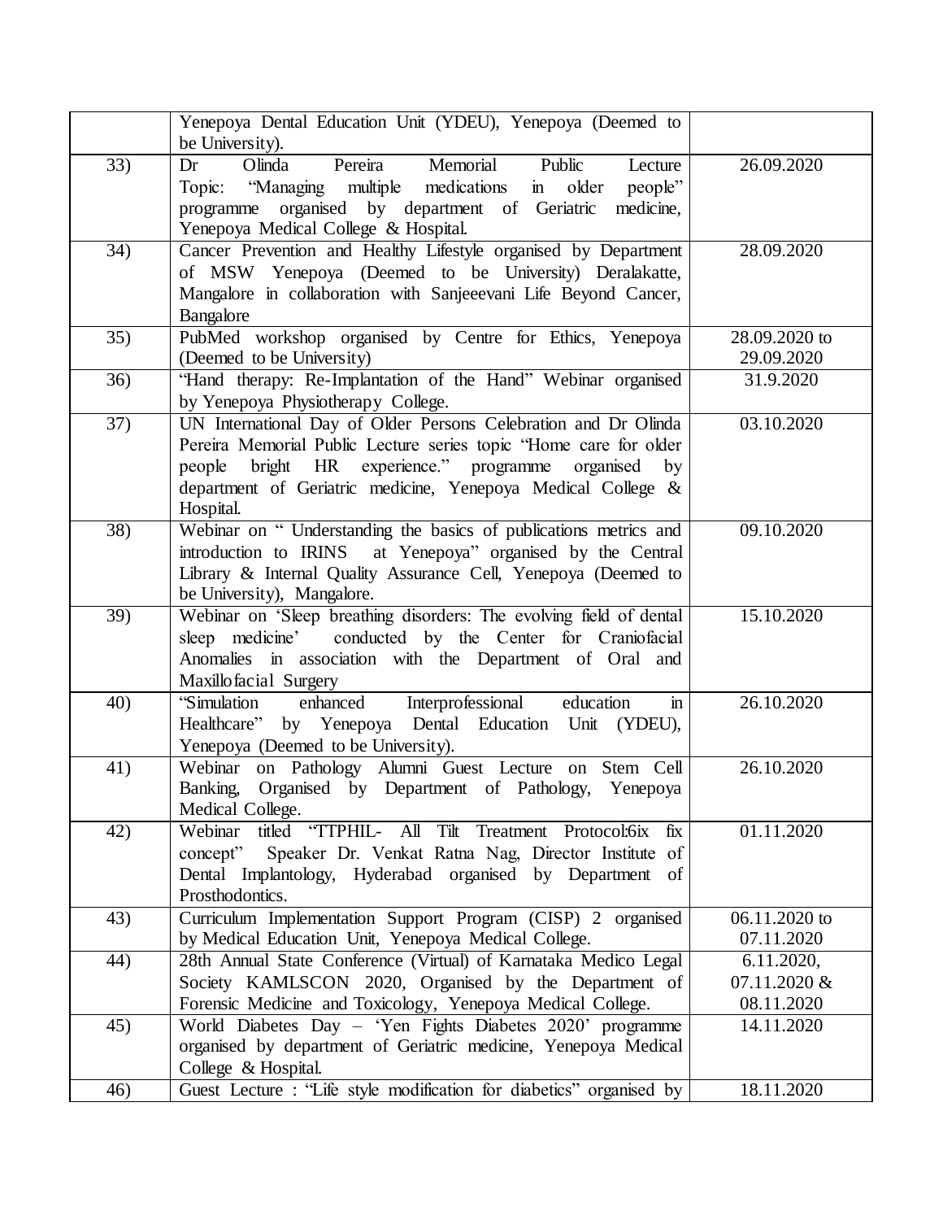| | | |
|---|---|---|
| | Yenepoya Dental Education Unit (YDEU), Yenepoya (Deemed to be University). | |
| 33) | Dr Olinda Pereira Memorial Public Lecture Topic: "Managing multiple medications in older people" programme organised by department of Geriatric medicine, Yenepoya Medical College & Hospital. | 26.09.2020 |
| 34) | Cancer Prevention and Healthy Lifestyle organised by Department of MSW Yenepoya (Deemed to be University) Deralakatte, Mangalore in collaboration with Sanjeeevani Life Beyond Cancer, Bangalore | 28.09.2020 |
| 35) | PubMed workshop organised by Centre for Ethics, Yenepoya (Deemed to be University) | 28.09.2020 to 29.09.2020 |
| 36) | "Hand therapy: Re-Implantation of the Hand" Webinar organised by Yenepoya Physiotherapy College. | 31.9.2020 |
| 37) | UN International Day of Older Persons Celebration and Dr Olinda Pereira Memorial Public Lecture series topic "Home care for older people bright HR experience." programme organised by department of Geriatric medicine, Yenepoya Medical College & Hospital. | 03.10.2020 |
| 38) | Webinar on " Understanding the basics of publications metrics and introduction to IRINS at Yenepoya" organised by the Central Library & Internal Quality Assurance Cell, Yenepoya (Deemed to be University), Mangalore. | 09.10.2020 |
| 39) | Webinar on 'Sleep breathing disorders: The evolving field of dental sleep medicine' conducted by the Center for Craniofacial Anomalies in association with the Department of Oral and Maxillofacial Surgery | 15.10.2020 |
| 40) | "Simulation enhanced Interprofessional education in Healthcare" by Yenepoya Dental Education Unit (YDEU), Yenepoya (Deemed to be University). | 26.10.2020 |
| 41) | Webinar on Pathology Alumni Guest Lecture on Stem Cell Banking, Organised by Department of Pathology, Yenepoya Medical College. | 26.10.2020 |
| 42) | Webinar titled "TTPHIL- All Tilt Treatment Protocol:6ix fix concept" Speaker Dr. Venkat Ratna Nag, Director Institute of Dental Implantology, Hyderabad organised by Department of Prosthodontics. | 01.11.2020 |
| 43) | Curriculum Implementation Support Program (CISP) 2 organised by Medical Education Unit, Yenepoya Medical College. | 06.11.2020 to 07.11.2020 |
| 44) | 28th Annual State Conference (Virtual) of Karnataka Medico Legal Society KAMLSCON 2020, Organised by the Department of Forensic Medicine and Toxicology, Yenepoya Medical College. | 6.11.2020, 07.11.2020 & 08.11.2020 |
| 45) | World Diabetes Day – 'Yen Fights Diabetes 2020' programme organised by department of Geriatric medicine, Yenepoya Medical College & Hospital. | 14.11.2020 |
| 46) | Guest Lecture : "Life style modification for diabetics" organised by | 18.11.2020 |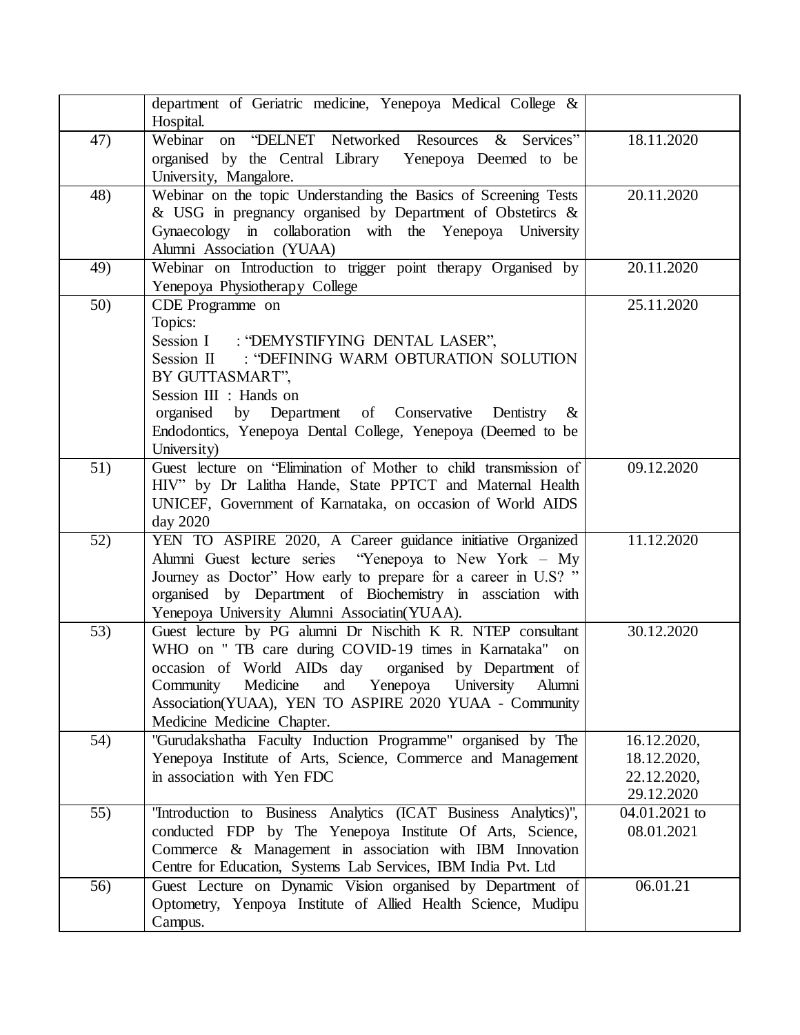|  |  |  |
|---|---|---|
|  | department of Geriatric medicine, Yenepoya Medical College & Hospital. |  |
| 47) | Webinar on "DELNET Networked Resources & Services" organised by the Central Library Yenepoya Deemed to be University, Mangalore. | 18.11.2020 |
| 48) | Webinar on the topic Understanding the Basics of Screening Tests & USG in pregnancy organised by Department of Obstetircs & Gynaecology in collaboration with the Yenepoya University Alumni Association (YUAA) | 20.11.2020 |
| 49) | Webinar on Introduction to trigger point therapy Organised by Yenepoya Physiotherapy College | 20.11.2020 |
| 50) | CDE Programme on<br>Topics:<br>Session I : "DEMYSTIFYING DENTAL LASER",<br>Session II : "DEFINING WARM OBTURATION SOLUTION BY GUTTASMART",<br>Session III : Hands on<br>organised by Department of Conservative Dentistry & Endodontics, Yenepoya Dental College, Yenepoya (Deemed to be University) | 25.11.2020 |
| 51) | Guest lecture on "Elimination of Mother to child transmission of HIV" by Dr Lalitha Hande, State PPTCT and Maternal Health UNICEF, Government of Karnataka, on occasion of World AIDS day 2020 | 09.12.2020 |
| 52) | YEN TO ASPIRE 2020, A Career guidance initiative Organized Alumni Guest lecture series "Yenepoya to New York – My Journey as Doctor" How early to prepare for a career in U.S? " organised by Department of Biochemistry in assciation with Yenepoya University Alumni Associatin(YUAA). | 11.12.2020 |
| 53) | Guest lecture by PG alumni Dr Nischith K R. NTEP consultant WHO on " TB care during COVID-19 times in Karnataka" on occasion of World AIDs day organised by Department of Community Medicine and Yenepoya University Alumni Association(YUAA), YEN TO ASPIRE 2020 YUAA - Community Medicine Medicine Chapter. | 30.12.2020 |
| 54) | "Gurudakshatha Faculty Induction Programme" organised by The Yenepoya Institute of Arts, Science, Commerce and Management in association with Yen FDC | 16.12.2020,<br>18.12.2020,<br>22.12.2020,<br>29.12.2020 |
| 55) | "Introduction to Business Analytics (ICAT Business Analytics)", conducted FDP by The Yenepoya Institute Of Arts, Science, Commerce & Management in association with IBM Innovation Centre for Education, Systems Lab Services, IBM India Pvt. Ltd | 04.01.2021 to<br>08.01.2021 |
| 56) | Guest Lecture on Dynamic Vision organised by Department of Optometry, Yenpoya Institute of Allied Health Science, Mudipu Campus. | 06.01.21 |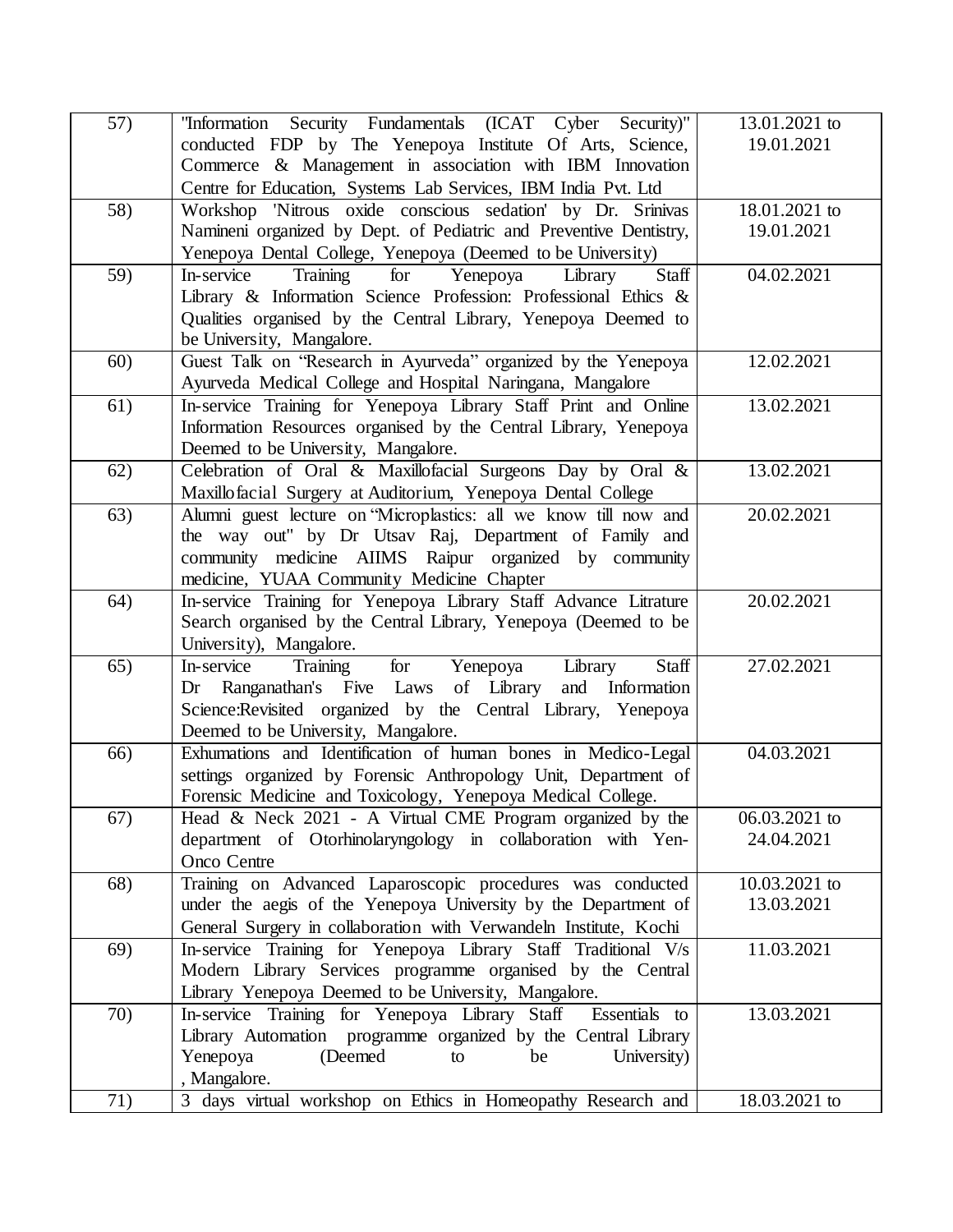| 57) | "Information Security Fundamentals (ICAT Cyber Security)" conducted FDP by The Yenepoya Institute Of Arts, Science, Commerce & Management in association with IBM Innovation Centre for Education, Systems Lab Services, IBM India Pvt. Ltd | 13.01.2021 to 19.01.2021 |
|---|---|---|
| 58) | Workshop 'Nitrous oxide conscious sedation' by Dr. Srinivas Namineni organized by Dept. of Pediatric and Preventive Dentistry, Yenepoya Dental College, Yenepoya (Deemed to be University) | 18.01.2021 to 19.01.2021 |
| 59) | In-service Training for Yenepoya Library Staff Library & Information Science Profession: Professional Ethics & Qualities organised by the Central Library, Yenepoya Deemed to be University, Mangalore. | 04.02.2021 |
| 60) | Guest Talk on "Research in Ayurveda" organized by the Yenepoya Ayurveda Medical College and Hospital Naringana, Mangalore | 12.02.2021 |
| 61) | In-service Training for Yenepoya Library Staff Print and Online Information Resources organised by the Central Library, Yenepoya Deemed to be University, Mangalore. | 13.02.2021 |
| 62) | Celebration of Oral & Maxillofacial Surgeons Day by Oral & Maxillofacial Surgery at Auditorium, Yenepoya Dental College | 13.02.2021 |
| 63) | Alumni guest lecture on "Microplastics: all we know till now and the way out" by Dr Utsav Raj, Department of Family and community medicine AIIMS Raipur organized by community medicine, YUAA Community Medicine Chapter | 20.02.2021 |
| 64) | In-service Training for Yenepoya Library Staff Advance Litrature Search organised by the Central Library, Yenepoya (Deemed to be University), Mangalore. | 20.02.2021 |
| 65) | In-service Training for Yenepoya Library Staff Dr Ranganathan's Five Laws of Library and Information Science:Revisited organized by the Central Library, Yenepoya Deemed to be University, Mangalore. | 27.02.2021 |
| 66) | Exhumations and Identification of human bones in Medico-Legal settings organized by Forensic Anthropology Unit, Department of Forensic Medicine and Toxicology, Yenepoya Medical College. | 04.03.2021 |
| 67) | Head & Neck 2021 - A Virtual CME Program organized by the department of Otorhinolaryngology in collaboration with Yen-Onco Centre | 06.03.2021 to 24.04.2021 |
| 68) | Training on Advanced Laparoscopic procedures was conducted under the aegis of the Yenepoya University by the Department of General Surgery in collaboration with Verwandeln Institute, Kochi | 10.03.2021 to 13.03.2021 |
| 69) | In-service Training for Yenepoya Library Staff Traditional V/s Modern Library Services programme organised by the Central Library Yenepoya Deemed to be University, Mangalore. | 11.03.2021 |
| 70) | In-service Training for Yenepoya Library Staff Essentials to Library Automation programme organized by the Central Library Yenepoya (Deemed to be University) , Mangalore. | 13.03.2021 |
| 71) | 3 days virtual workshop on Ethics in Homeopathy Research and | 18.03.2021 to |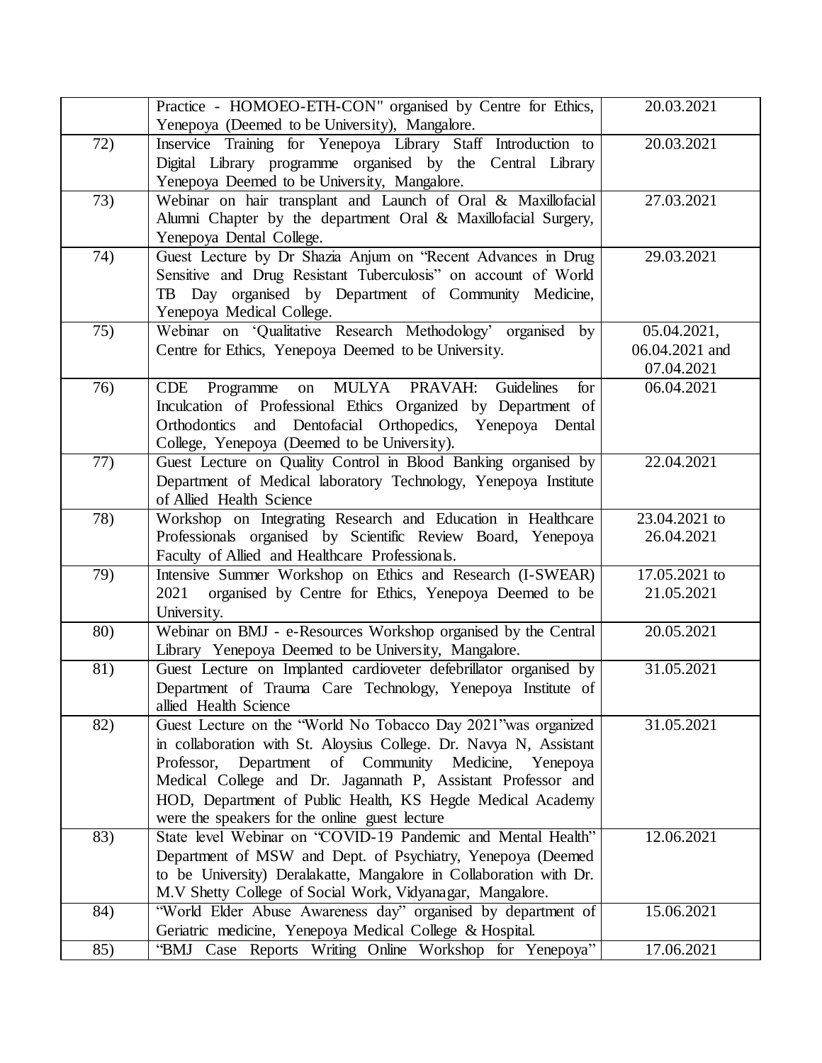| | | |
|---|---|---|
| | Practice - HOMOEO-ETH-CON" organised by Centre for Ethics, Yenepoya (Deemed to be University), Mangalore. | 20.03.2021 |
| 72) | Inservice Training for Yenepoya Library Staff Introduction to Digital Library programme organised by the Central Library Yenepoya Deemed to be University, Mangalore. | 20.03.2021 |
| 73) | Webinar on hair transplant and Launch of Oral & Maxillofacial Alumni Chapter by the department Oral & Maxillofacial Surgery, Yenepoya Dental College. | 27.03.2021 |
| 74) | Guest Lecture by Dr Shazia Anjum on "Recent Advances in Drug Sensitive and Drug Resistant Tuberculosis" on account of World TB Day organised by Department of Community Medicine, Yenepoya Medical College. | 29.03.2021 |
| 75) | Webinar on 'Qualitative Research Methodology' organised by Centre for Ethics, Yenepoya Deemed to be University. | 05.04.2021, 06.04.2021 and 07.04.2021 |
| 76) | CDE Programme on MULYA PRAVAH: Guidelines for Inculcation of Professional Ethics Organized by Department of Orthodontics and Dentofacial Orthopedics, Yenepoya Dental College, Yenepoya (Deemed to be University). | 06.04.2021 |
| 77) | Guest Lecture on Quality Control in Blood Banking organised by Department of Medical laboratory Technology, Yenepoya Institute of Allied Health Science | 22.04.2021 |
| 78) | Workshop on Integrating Research and Education in Healthcare Professionals organised by Scientific Review Board, Yenepoya Faculty of Allied and Healthcare Professionals. | 23.04.2021 to 26.04.2021 |
| 79) | Intensive Summer Workshop on Ethics and Research (I-SWEAR) 2021 organised by Centre for Ethics, Yenepoya Deemed to be University. | 17.05.2021 to 21.05.2021 |
| 80) | Webinar on BMJ - e-Resources Workshop organised by the Central Library Yenepoya Deemed to be University, Mangalore. | 20.05.2021 |
| 81) | Guest Lecture on Implanted cardioveter defebrillator organised by Department of Trauma Care Technology, Yenepoya Institute of allied Health Science | 31.05.2021 |
| 82) | Guest Lecture on the "World No Tobacco Day 2021"was organized in collaboration with St. Aloysius College. Dr. Navya N, Assistant Professor, Department of Community Medicine, Yenepoya Medical College and Dr. Jagannath P, Assistant Professor and HOD, Department of Public Health, KS Hegde Medical Academy were the speakers for the online guest lecture | 31.05.2021 |
| 83) | State level Webinar on "COVID-19 Pandemic and Mental Health" Department of MSW and Dept. of Psychiatry, Yenepoya (Deemed to be University) Deralakatte, Mangalore in Collaboration with Dr. M.V Shetty College of Social Work, Vidyanagar, Mangalore. | 12.06.2021 |
| 84) | "World Elder Abuse Awareness day" organised by department of Geriatric medicine, Yenepoya Medical College & Hospital. | 15.06.2021 |
| 85) | "BMJ Case Reports Writing Online Workshop for Yenepoya" | 17.06.2021 |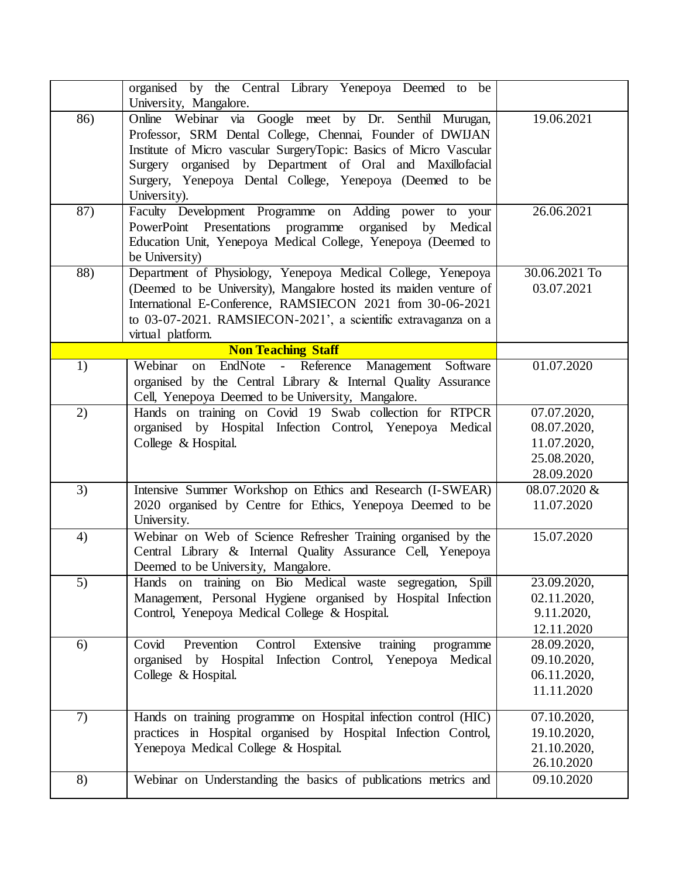| | | |
|---|---|---|
| | organised by the Central Library Yenepoya Deemed to be University, Mangalore. | |
| 86) | Online Webinar via Google meet by Dr. Senthil Murugan, Professor, SRM Dental College, Chennai, Founder of DWIJAN Institute of Micro vascular SurgeryTopic: Basics of Micro Vascular Surgery organised by Department of Oral and Maxillofacial Surgery, Yenepoya Dental College, Yenepoya (Deemed to be University). | 19.06.2021 |
| 87) | Faculty Development Programme on Adding power to your PowerPoint Presentations programme organised by Medical Education Unit, Yenepoya Medical College, Yenepoya (Deemed to be University) | 26.06.2021 |
| 88) | Department of Physiology, Yenepoya Medical College, Yenepoya (Deemed to be University), Mangalore hosted its maiden venture of International E-Conference, RAMSIECON 2021 from 30-06-2021 to 03-07-2021. RAMSIECON-2021', a scientific extravaganza on a virtual platform. | 30.06.2021 To 03.07.2021 |
| **Non Teaching Staff** | | |
| 1) | Webinar on EndNote - Reference Management Software organised by the Central Library & Internal Quality Assurance Cell, Yenepoya Deemed to be University, Mangalore. | 01.07.2020 |
| 2) | Hands on training on Covid 19 Swab collection for RTPCR organised by Hospital Infection Control, Yenepoya Medical College & Hospital. | 07.07.2020, 08.07.2020, 11.07.2020, 25.08.2020, 28.09.2020 |
| 3) | Intensive Summer Workshop on Ethics and Research (I-SWEAR) 2020 organised by Centre for Ethics, Yenepoya Deemed to be University. | 08.07.2020 & 11.07.2020 |
| 4) | Webinar on Web of Science Refresher Training organised by the Central Library & Internal Quality Assurance Cell, Yenepoya Deemed to be University, Mangalore. | 15.07.2020 |
| 5) | Hands on training on Bio Medical waste segregation, Spill Management, Personal Hygiene organised by Hospital Infection Control, Yenepoya Medical College & Hospital. | 23.09.2020, 02.11.2020, 9.11.2020, 12.11.2020 |
| 6) | Covid Prevention Control Extensive training programme organised by Hospital Infection Control, Yenepoya Medical College & Hospital. | 28.09.2020, 09.10.2020, 06.11.2020, 11.11.2020 |
| 7) | Hands on training programme on Hospital infection control (HIC) practices in Hospital organised by Hospital Infection Control, Yenepoya Medical College & Hospital. | 07.10.2020, 19.10.2020, 21.10.2020, 26.10.2020 |
| 8) | Webinar on Understanding the basics of publications metrics and | 09.10.2020 |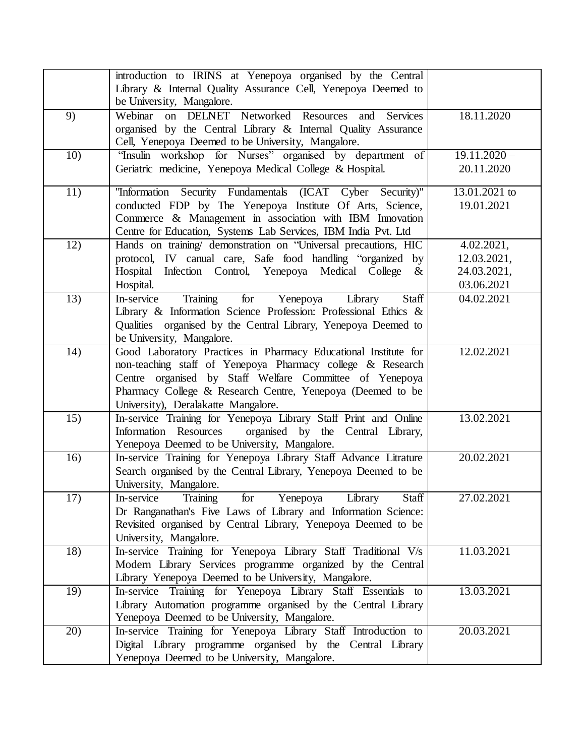| | | |
|---|---|---|
| | introduction to IRINS at Yenepoya organised by the Central Library & Internal Quality Assurance Cell, Yenepoya Deemed to be University, Mangalore. | |
| 9) | Webinar on DELNET Networked Resources and Services organised by the Central Library & Internal Quality Assurance Cell, Yenepoya Deemed to be University, Mangalore. | 18.11.2020 |
| 10) | "Insulin workshop for Nurses" organised by department of Geriatric medicine, Yenepoya Medical College & Hospital. | 19.11.2020 – 20.11.2020 |
| 11) | "Information Security Fundamentals (ICAT Cyber Security)" conducted FDP by The Yenepoya Institute Of Arts, Science, Commerce & Management in association with IBM Innovation Centre for Education, Systems Lab Services, IBM India Pvt. Ltd | 13.01.2021 to 19.01.2021 |
| 12) | Hands on training/ demonstration on "Universal precautions, HIC protocol, IV canual care, Safe food handling "organized by Hospital Infection Control, Yenepoya Medical College & Hospital. | 4.02.2021, 12.03.2021, 24.03.2021, 03.06.2021 |
| 13) | In-service Training for Yenepoya Library Staff Library & Information Science Profession: Professional Ethics & Qualities organised by the Central Library, Yenepoya Deemed to be University, Mangalore. | 04.02.2021 |
| 14) | Good Laboratory Practices in Pharmacy Educational Institute for non-teaching staff of Yenepoya Pharmacy college & Research Centre organised by Staff Welfare Committee of Yenepoya Pharmacy College & Research Centre, Yenepoya (Deemed to be University), Deralakatte Mangalore. | 12.02.2021 |
| 15) | In-service Training for Yenepoya Library Staff Print and Online Information Resources organised by the Central Library, Yenepoya Deemed to be University, Mangalore. | 13.02.2021 |
| 16) | In-service Training for Yenepoya Library Staff Advance Litrature Search organised by the Central Library, Yenepoya Deemed to be University, Mangalore. | 20.02.2021 |
| 17) | In-service Training for Yenepoya Library Staff Dr Ranganathan's Five Laws of Library and Information Science: Revisited organised by Central Library, Yenepoya Deemed to be University, Mangalore. | 27.02.2021 |
| 18) | In-service Training for Yenepoya Library Staff Traditional V/s Modern Library Services programme organized by the Central Library Yenepoya Deemed to be University, Mangalore. | 11.03.2021 |
| 19) | In-service Training for Yenepoya Library Staff Essentials to Library Automation programme organised by the Central Library Yenepoya Deemed to be University, Mangalore. | 13.03.2021 |
| 20) | In-service Training for Yenepoya Library Staff Introduction to Digital Library programme organised by the Central Library Yenepoya Deemed to be University, Mangalore. | 20.03.2021 |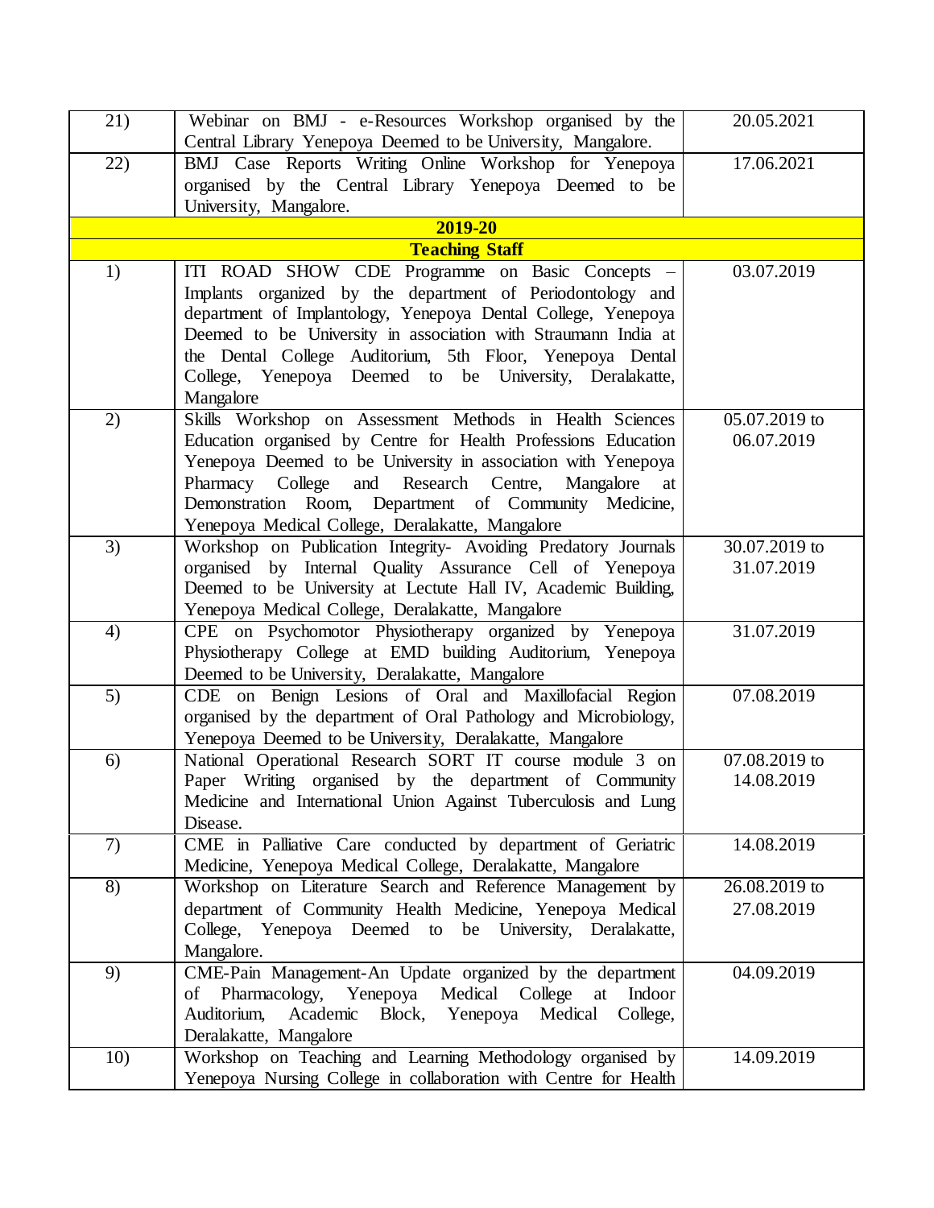| | | |
|---|---|---|
| 21) | Webinar on BMJ - e-Resources Workshop organised by the Central Library Yenepoya Deemed to be University, Mangalore. | 20.05.2021 |
| 22) | BMJ Case Reports Writing Online Workshop for Yenepoya organised by the Central Library Yenepoya Deemed to be University, Mangalore. | 17.06.2021 |
| | **2019-20** | |
| | **Teaching Staff** | |
| 1) | ITI ROAD SHOW CDE Programme on Basic Concepts – Implants organized by the department of Periodontology and department of Implantology, Yenepoya Dental College, Yenepoya Deemed to be University in association with Straumann India at the Dental College Auditorium, 5th Floor, Yenepoya Dental College, Yenepoya Deemed to be University, Deralakatte, Mangalore | 03.07.2019 |
| 2) | Skills Workshop on Assessment Methods in Health Sciences Education organised by Centre for Health Professions Education Yenepoya Deemed to be University in association with Yenepoya Pharmacy College and Research Centre, Mangalore at Demonstration Room, Department of Community Medicine, Yenepoya Medical College, Deralakatte, Mangalore | 05.07.2019 to 06.07.2019 |
| 3) | Workshop on Publication Integrity- Avoiding Predatory Journals organised by Internal Quality Assurance Cell of Yenepoya Deemed to be University at Lectute Hall IV, Academic Building, Yenepoya Medical College, Deralakatte, Mangalore | 30.07.2019 to 31.07.2019 |
| 4) | CPE on Psychomotor Physiotherapy organized by Yenepoya Physiotherapy College at EMD building Auditorium, Yenepoya Deemed to be University, Deralakatte, Mangalore | 31.07.2019 |
| 5) | CDE on Benign Lesions of Oral and Maxillofacial Region organised by the department of Oral Pathology and Microbiology, Yenepoya Deemed to be University, Deralakatte, Mangalore | 07.08.2019 |
| 6) | National Operational Research SORT IT course module 3 on Paper Writing organised by the department of Community Medicine and International Union Against Tuberculosis and Lung Disease. | 07.08.2019 to 14.08.2019 |
| 7) | CME in Palliative Care conducted by department of Geriatric Medicine, Yenepoya Medical College, Deralakatte, Mangalore | 14.08.2019 |
| 8) | Workshop on Literature Search and Reference Management by department of Community Health Medicine, Yenepoya Medical College, Yenepoya Deemed to be University, Deralakatte, Mangalore. | 26.08.2019 to 27.08.2019 |
| 9) | CME-Pain Management-An Update organized by the department of Pharmacology, Yenepoya Medical College at Indoor Auditorium, Academic Block, Yenepoya Medical College, Deralakatte, Mangalore | 04.09.2019 |
| 10) | Workshop on Teaching and Learning Methodology organised by Yenepoya Nursing College in collaboration with Centre for Health | 14.09.2019 |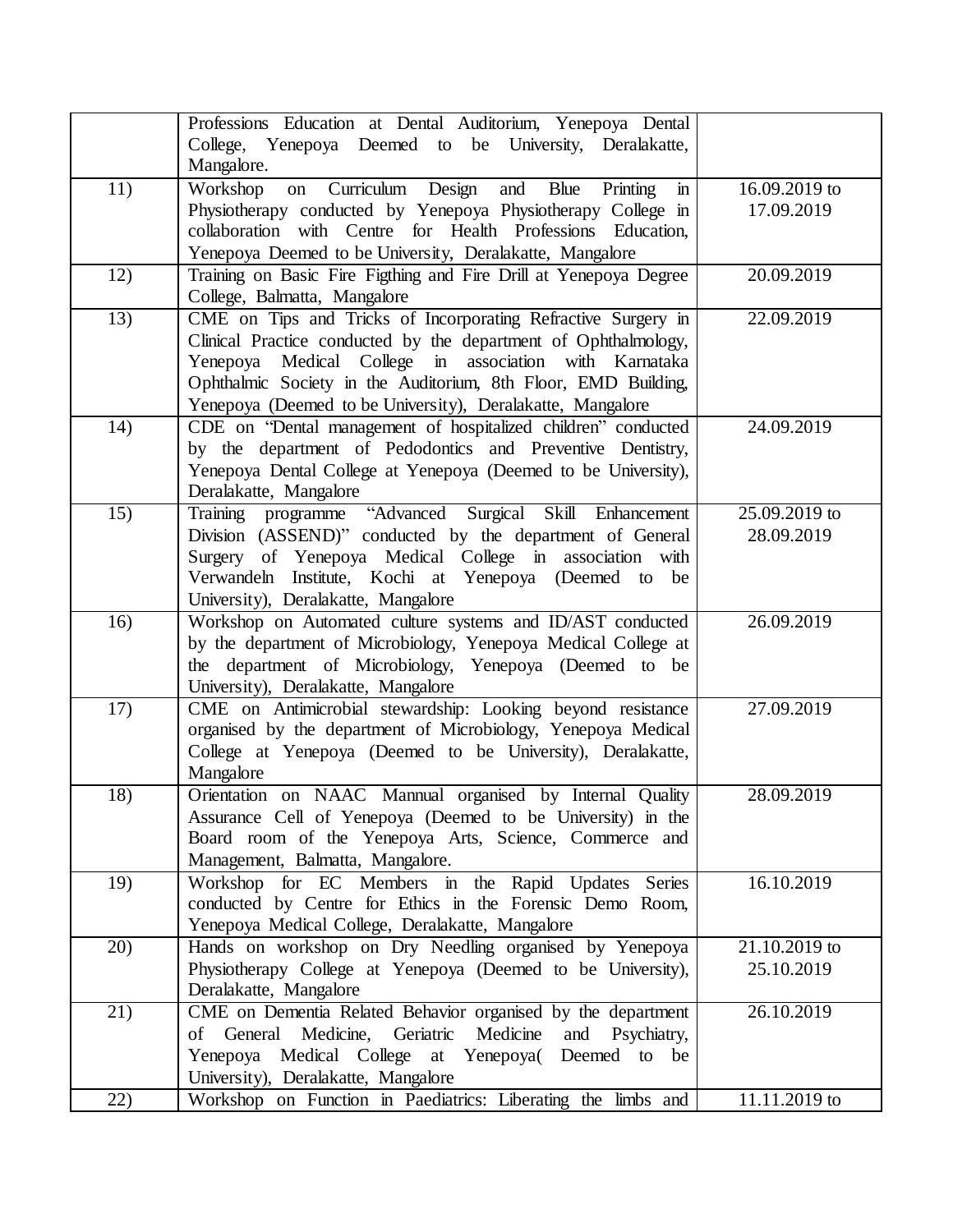|  |  |  |
|---|---|---|
|  | Professions Education at Dental Auditorium, Yenepoya Dental College, Yenepoya Deemed to be University, Deralakatte, Mangalore. |  |
| 11) | Workshop on Curriculum Design and Blue Printing in Physiotherapy conducted by Yenepoya Physiotherapy College in collaboration with Centre for Health Professions Education, Yenepoya Deemed to be University, Deralakatte, Mangalore | 16.09.2019 to 17.09.2019 |
| 12) | Training on Basic Fire Figthing and Fire Drill at Yenepoya Degree College, Balmatta, Mangalore | 20.09.2019 |
| 13) | CME on Tips and Tricks of Incorporating Refractive Surgery in Clinical Practice conducted by the department of Ophthalmology, Yenepoya Medical College in association with Karnataka Ophthalmic Society in the Auditorium, 8th Floor, EMD Building, Yenepoya (Deemed to be University), Deralakatte, Mangalore | 22.09.2019 |
| 14) | CDE on "Dental management of hospitalized children" conducted by the department of Pedodontics and Preventive Dentistry, Yenepoya Dental College at Yenepoya (Deemed to be University), Deralakatte, Mangalore | 24.09.2019 |
| 15) | Training programme "Advanced Surgical Skill Enhancement Division (ASSEND)" conducted by the department of General Surgery of Yenepoya Medical College in association with Verwandeln Institute, Kochi at Yenepoya (Deemed to be University), Deralakatte, Mangalore | 25.09.2019 to 28.09.2019 |
| 16) | Workshop on Automated culture systems and ID/AST conducted by the department of Microbiology, Yenepoya Medical College at the department of Microbiology, Yenepoya (Deemed to be University), Deralakatte, Mangalore | 26.09.2019 |
| 17) | CME on Antimicrobial stewardship: Looking beyond resistance organised by the department of Microbiology, Yenepoya Medical College at Yenepoya (Deemed to be University), Deralakatte, Mangalore | 27.09.2019 |
| 18) | Orientation on NAAC Mannual organised by Internal Quality Assurance Cell of Yenepoya (Deemed to be University) in the Board room of the Yenepoya Arts, Science, Commerce and Management, Balmatta, Mangalore. | 28.09.2019 |
| 19) | Workshop for EC Members in the Rapid Updates Series conducted by Centre for Ethics in the Forensic Demo Room, Yenepoya Medical College, Deralakatte, Mangalore | 16.10.2019 |
| 20) | Hands on workshop on Dry Needling organised by Yenepoya Physiotherapy College at Yenepoya (Deemed to be University), Deralakatte, Mangalore | 21.10.2019 to 25.10.2019 |
| 21) | CME on Dementia Related Behavior organised by the department of General Medicine, Geriatric Medicine and Psychiatry, Yenepoya Medical College at Yenepoya( Deemed to be University), Deralakatte, Mangalore | 26.10.2019 |
| 22) | Workshop on Function in Paediatrics: Liberating the limbs and | 11.11.2019 to |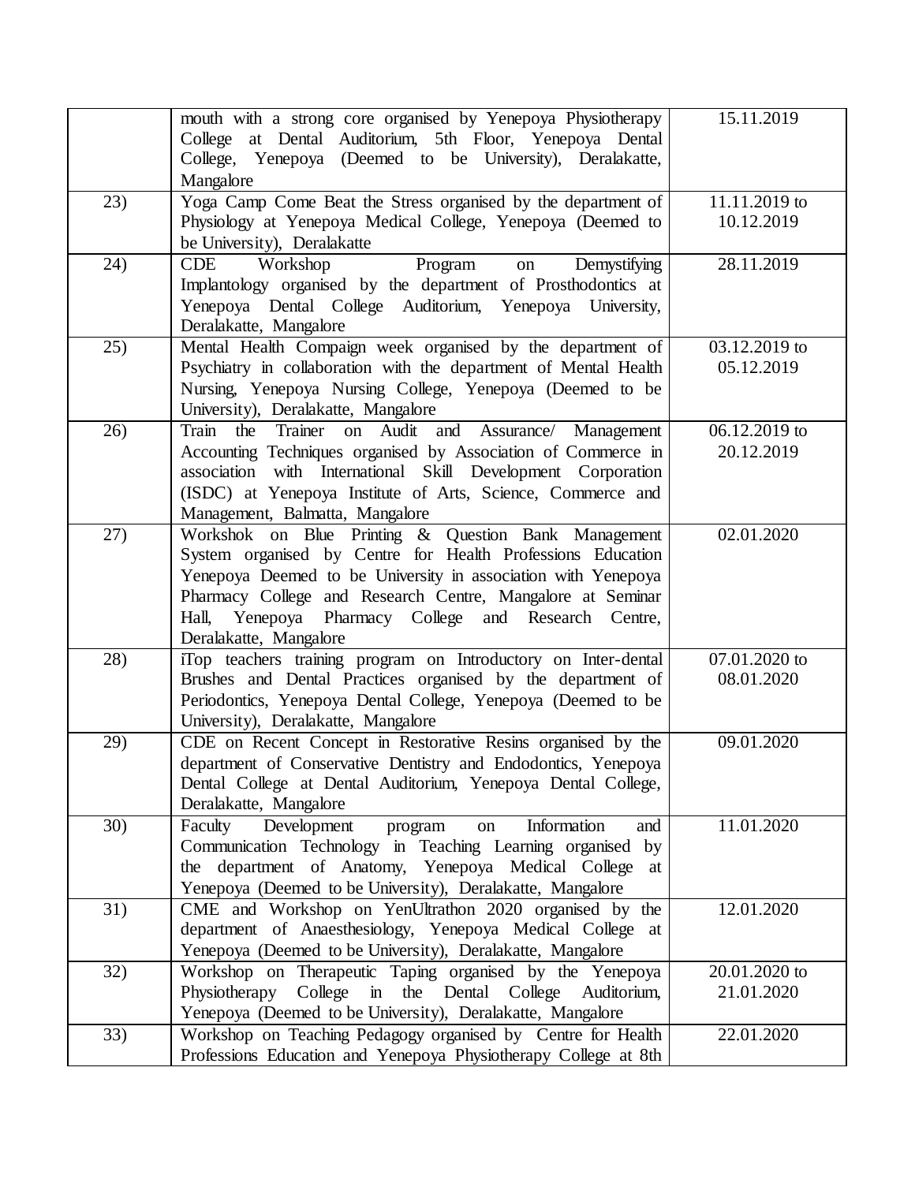|  |  |  |
|---|---|---|
|  | mouth with a strong core organised by Yenepoya Physiotherapy College at Dental Auditorium, 5th Floor, Yenepoya Dental College, Yenepoya (Deemed to be University), Deralakatte, Mangalore | 15.11.2019 |
| 23) | Yoga Camp Come Beat the Stress organised by the department of Physiology at Yenepoya Medical College, Yenepoya (Deemed to be University), Deralakatte | 11.11.2019 to 10.12.2019 |
| 24) | CDE Workshop Program on Demystifying Implantology organised by the department of Prosthodontics at Yenepoya Dental College Auditorium, Yenepoya University, Deralakatte, Mangalore | 28.11.2019 |
| 25) | Mental Health Compaign week organised by the department of Psychiatry in collaboration with the department of Mental Health Nursing, Yenepoya Nursing College, Yenepoya (Deemed to be University), Deralakatte, Mangalore | 03.12.2019 to 05.12.2019 |
| 26) | Train the Trainer on Audit and Assurance/ Management Accounting Techniques organised by Association of Commerce in association with International Skill Development Corporation (ISDC) at Yenepoya Institute of Arts, Science, Commerce and Management, Balmatta, Mangalore | 06.12.2019 to 20.12.2019 |
| 27) | Workshok on Blue Printing & Question Bank Management System organised by Centre for Health Professions Education Yenepoya Deemed to be University in association with Yenepoya Pharmacy College and Research Centre, Mangalore at Seminar Hall, Yenepoya Pharmacy College and Research Centre, Deralakatte, Mangalore | 02.01.2020 |
| 28) | iTop teachers training program on Introductory on Inter-dental Brushes and Dental Practices organised by the department of Periodontics, Yenepoya Dental College, Yenepoya (Deemed to be University), Deralakatte, Mangalore | 07.01.2020 to 08.01.2020 |
| 29) | CDE on Recent Concept in Restorative Resins organised by the department of Conservative Dentistry and Endodontics, Yenepoya Dental College at Dental Auditorium, Yenepoya Dental College, Deralakatte, Mangalore | 09.01.2020 |
| 30) | Faculty Development program on Information and Communication Technology in Teaching Learning organised by the department of Anatomy, Yenepoya Medical College at Yenepoya (Deemed to be University), Deralakatte, Mangalore | 11.01.2020 |
| 31) | CME and Workshop on YenUltrathon 2020 organised by the department of Anaesthesiology, Yenepoya Medical College at Yenepoya (Deemed to be University), Deralakatte, Mangalore | 12.01.2020 |
| 32) | Workshop on Therapeutic Taping organised by the Yenepoya Physiotherapy College in the Dental College Auditorium, Yenepoya (Deemed to be University), Deralakatte, Mangalore | 20.01.2020 to 21.01.2020 |
| 33) | Workshop on Teaching Pedagogy organised by Centre for Health Professions Education and Yenepoya Physiotherapy College at 8th | 22.01.2020 |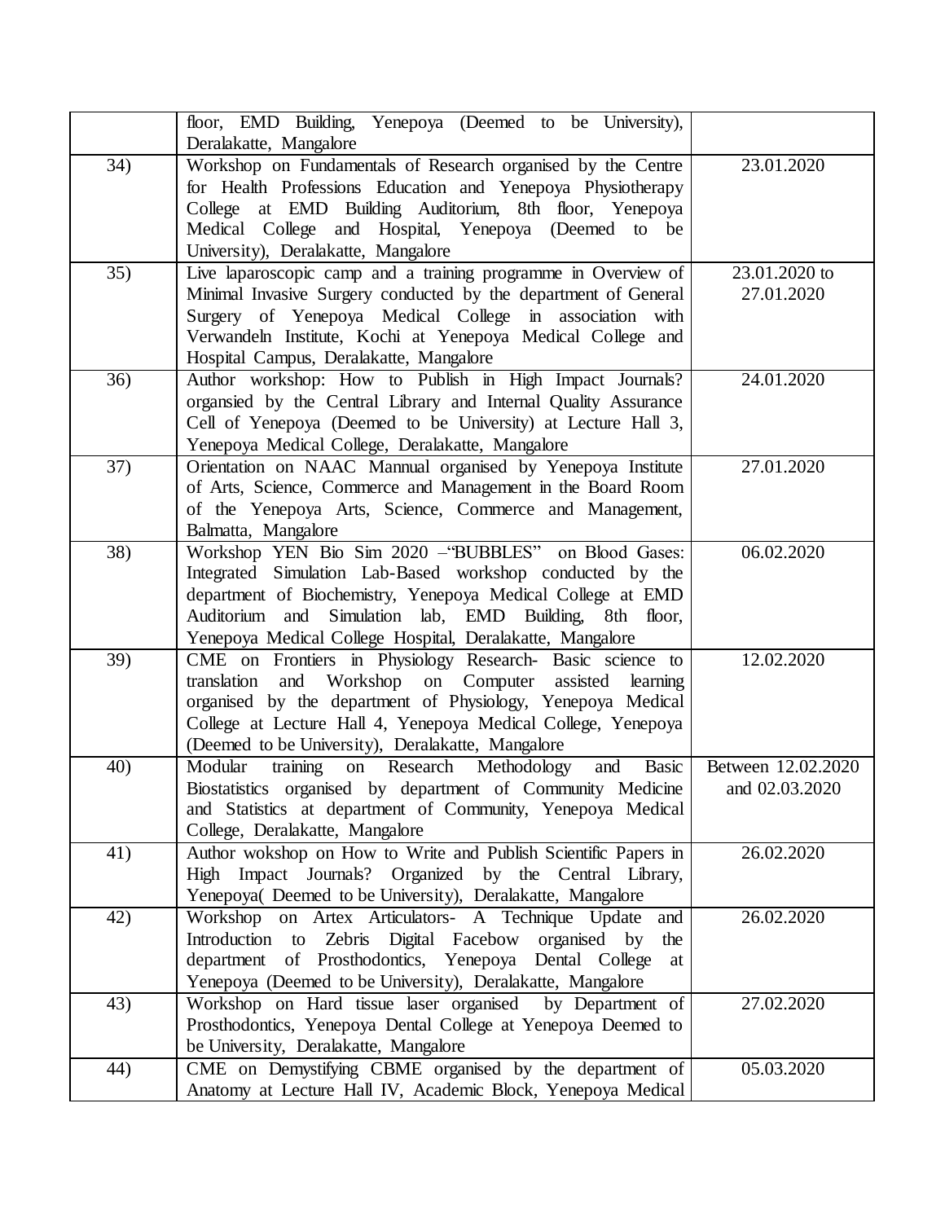| | | |
|---|---|---|
| | floor, EMD Building, Yenepoya (Deemed to be University), Deralakatte, Mangalore | |
| 34) | Workshop on Fundamentals of Research organised by the Centre for Health Professions Education and Yenepoya Physiotherapy College at EMD Building Auditorium, 8th floor, Yenepoya Medical College and Hospital, Yenepoya (Deemed to be University), Deralakatte, Mangalore | 23.01.2020 |
| 35) | Live laparoscopic camp and a training programme in Overview of Minimal Invasive Surgery conducted by the department of General Surgery of Yenepoya Medical College in association with Verwandeln Institute, Kochi at Yenepoya Medical College and Hospital Campus, Deralakatte, Mangalore | 23.01.2020 to 27.01.2020 |
| 36) | Author workshop: How to Publish in High Impact Journals? organsied by the Central Library and Internal Quality Assurance Cell of Yenepoya (Deemed to be University) at Lecture Hall 3, Yenepoya Medical College, Deralakatte, Mangalore | 24.01.2020 |
| 37) | Orientation on NAAC Mannual organised by Yenepoya Institute of Arts, Science, Commerce and Management in the Board Room of the Yenepoya Arts, Science, Commerce and Management, Balmatta, Mangalore | 27.01.2020 |
| 38) | Workshop YEN Bio Sim 2020 –"BUBBLES" on Blood Gases: Integrated Simulation Lab-Based workshop conducted by the department of Biochemistry, Yenepoya Medical College at EMD Auditorium and Simulation lab, EMD Building, 8th floor, Yenepoya Medical College Hospital, Deralakatte, Mangalore | 06.02.2020 |
| 39) | CME on Frontiers in Physiology Research- Basic science to translation and Workshop on Computer assisted learning organised by the department of Physiology, Yenepoya Medical College at Lecture Hall 4, Yenepoya Medical College, Yenepoya (Deemed to be University), Deralakatte, Mangalore | 12.02.2020 |
| 40) | Modular training on Research Methodology and Basic Biostatistics organised by department of Community Medicine and Statistics at department of Community, Yenepoya Medical College, Deralakatte, Mangalore | Between 12.02.2020 and 02.03.2020 |
| 41) | Author wokshop on How to Write and Publish Scientific Papers in High Impact Journals? Organized by the Central Library, Yenepoya( Deemed to be University), Deralakatte, Mangalore | 26.02.2020 |
| 42) | Workshop on Artex Articulators- A Technique Update and Introduction to Zebris Digital Facebow organised by the department of Prosthodontics, Yenepoya Dental College at Yenepoya (Deemed to be University), Deralakatte, Mangalore | 26.02.2020 |
| 43) | Workshop on Hard tissue laser organised by Department of Prosthodontics, Yenepoya Dental College at Yenepoya Deemed to be University, Deralakatte, Mangalore | 27.02.2020 |
| 44) | CME on Demystifying CBME organised by the department of Anatomy at Lecture Hall IV, Academic Block, Yenepoya Medical | 05.03.2020 |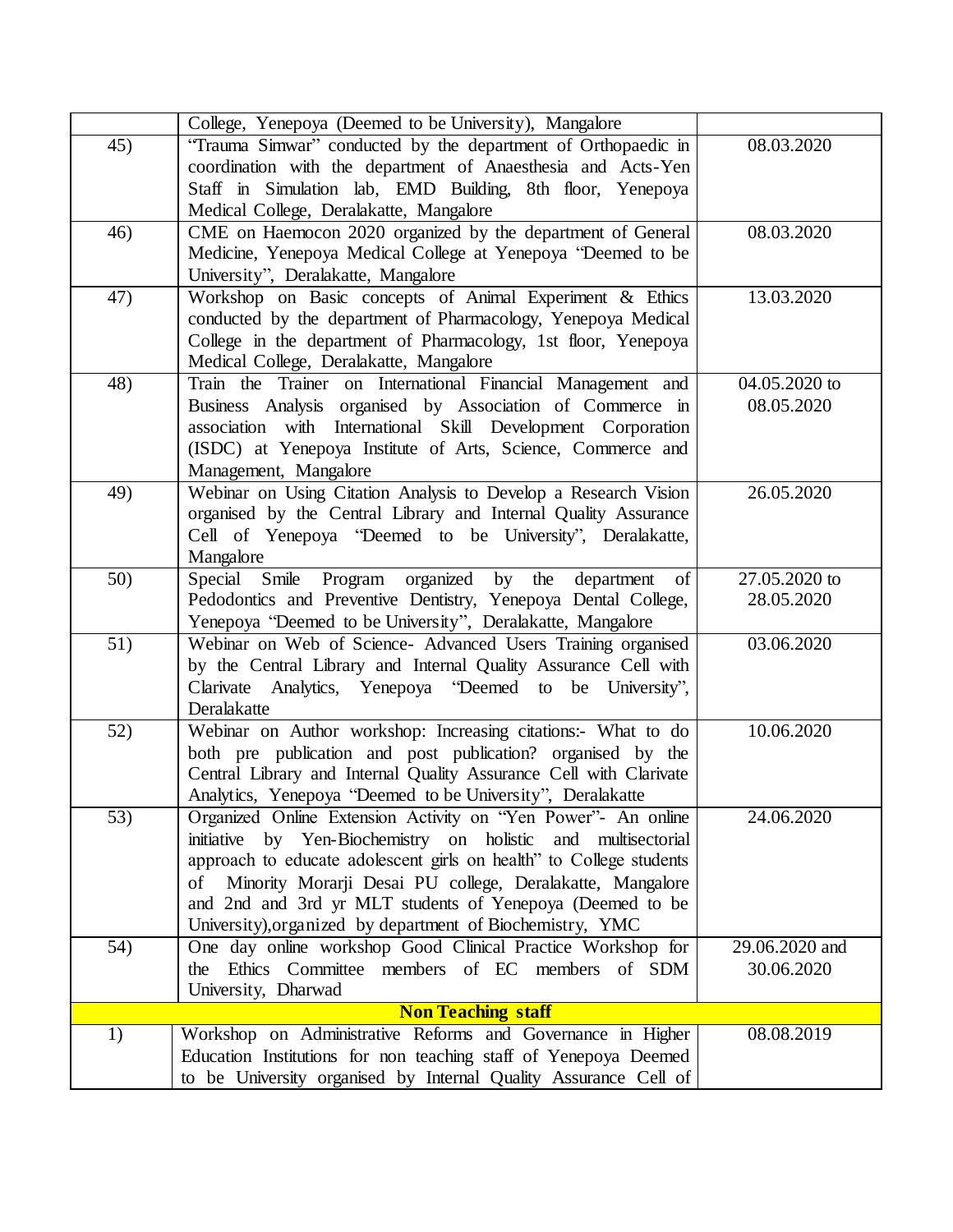| | | |
|---|---|---|
| | College, Yenepoya (Deemed to be University), Mangalore | |
| 45) | "Trauma Simwar" conducted by the department of Orthopaedic in coordination with the department of Anaesthesia and Acts-Yen Staff in Simulation lab, EMD Building, 8th floor, Yenepoya Medical College, Deralakatte, Mangalore | 08.03.2020 |
| 46) | CME on Haemocon 2020 organized by the department of General Medicine, Yenepoya Medical College at Yenepoya "Deemed to be University", Deralakatte, Mangalore | 08.03.2020 |
| 47) | Workshop on Basic concepts of Animal Experiment & Ethics conducted by the department of Pharmacology, Yenepoya Medical College in the department of Pharmacology, 1st floor, Yenepoya Medical College, Deralakatte, Mangalore | 13.03.2020 |
| 48) | Train the Trainer on International Financial Management and Business Analysis organised by Association of Commerce in association with International Skill Development Corporation (ISDC) at Yenepoya Institute of Arts, Science, Commerce and Management, Mangalore | 04.05.2020 to 08.05.2020 |
| 49) | Webinar on Using Citation Analysis to Develop a Research Vision organised by the Central Library and Internal Quality Assurance Cell of Yenepoya "Deemed to be University", Deralakatte, Mangalore | 26.05.2020 |
| 50) | Special Smile Program organized by the department of Pedodontics and Preventive Dentistry, Yenepoya Dental College, Yenepoya "Deemed to be University", Deralakatte, Mangalore | 27.05.2020 to 28.05.2020 |
| 51) | Webinar on Web of Science- Advanced Users Training organised by the Central Library and Internal Quality Assurance Cell with Clarivate Analytics, Yenepoya "Deemed to be University", Deralakatte | 03.06.2020 |
| 52) | Webinar on Author workshop: Increasing citations:- What to do both pre publication and post publication? organised by the Central Library and Internal Quality Assurance Cell with Clarivate Analytics, Yenepoya "Deemed to be University", Deralakatte | 10.06.2020 |
| 53) | Organized Online Extension Activity on "Yen Power"- An online initiative by Yen-Biochemistry on holistic and multisectorial approach to educate adolescent girls on health" to College students of Minority Morarji Desai PU college, Deralakatte, Mangalore and 2nd and 3rd yr MLT students of Yenepoya (Deemed to be University),organized by department of Biochemistry, YMC | 24.06.2020 |
| 54) | One day online workshop Good Clinical Practice Workshop for the Ethics Committee members of EC members of SDM University, Dharwad | 29.06.2020 and 30.06.2020 |
| | **Non Teaching staff** | |
| 1) | Workshop on Administrative Reforms and Governance in Higher Education Institutions for non teaching staff of Yenepoya Deemed to be University organised by Internal Quality Assurance Cell of | 08.08.2019 |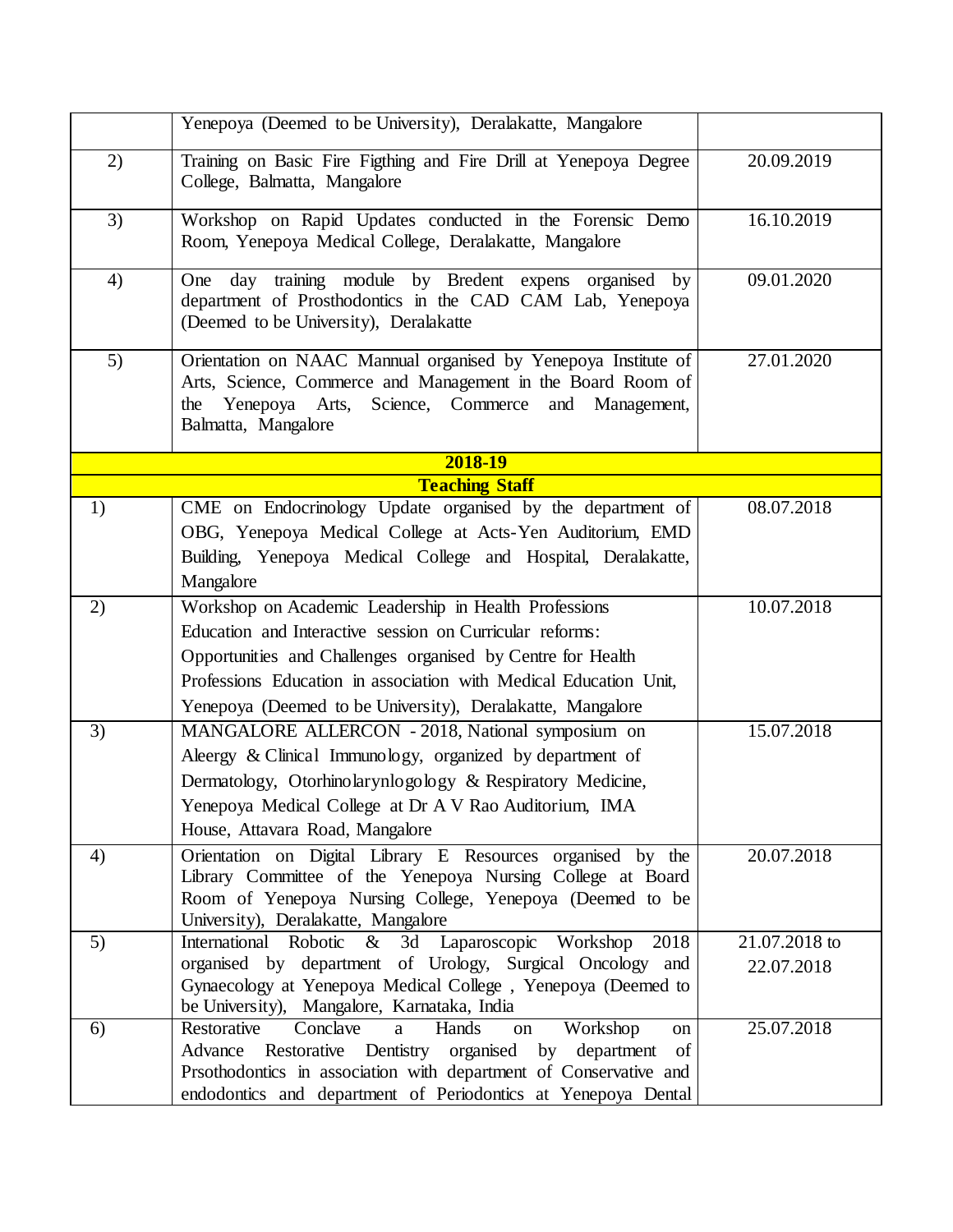| | | |
|---|---|---|
| | Yenepoya (Deemed to be University), Deralakatte, Mangalore | |
| 2) | Training on Basic Fire Figthing and Fire Drill at Yenepoya Degree College, Balmatta, Mangalore | 20.09.2019 |
| 3) | Workshop on Rapid Updates conducted in the Forensic Demo Room, Yenepoya Medical College, Deralakatte, Mangalore | 16.10.2019 |
| 4) | One day training module by Bredent expens organised by department of Prosthodontics in the CAD CAM Lab, Yenepoya (Deemed to be University), Deralakatte | 09.01.2020 |
| 5) | Orientation on NAAC Mannual organised by Yenepoya Institute of Arts, Science, Commerce and Management in the Board Room of the Yenepoya Arts, Science, Commerce and Management, Balmatta, Mangalore | 27.01.2020 |
| | **2018-19** | |
| | **Teaching Staff** | |
| 1) | CME on Endocrinology Update organised by the department of OBG, Yenepoya Medical College at Acts-Yen Auditorium, EMD Building, Yenepoya Medical College and Hospital, Deralakatte, Mangalore | 08.07.2018 |
| 2) | Workshop on Academic Leadership in Health Professions Education and Interactive session on Curricular reforms: Opportunities and Challenges organised by Centre for Health Professions Education in association with Medical Education Unit, Yenepoya (Deemed to be University), Deralakatte, Mangalore | 10.07.2018 |
| 3) | MANGALORE ALLERCON - 2018, National symposium on Aleergy & Clinical Immunology, organized by department of Dermatology, Otorhinolarynlogology & Respiratory Medicine, Yenepoya Medical College at Dr A V Rao Auditorium, IMA House, Attavara Road, Mangalore | 15.07.2018 |
| 4) | Orientation on Digital Library E Resources organised by the Library Committee of the Yenepoya Nursing College at Board Room of Yenepoya Nursing College, Yenepoya (Deemed to be University), Deralakatte, Mangalore | 20.07.2018 |
| 5) | International Robotic & 3d Laparoscopic Workshop 2018 organised by department of Urology, Surgical Oncology and Gynaecology at Yenepoya Medical College , Yenepoya (Deemed to be University), Mangalore, Karnataka, India | 21.07.2018 to 22.07.2018 |
| 6) | Restorative Conclave a Hands on Workshop on Advance Restorative Dentistry organised by department of Prsothodontics in association with department of Conservative and endodontics and department of Periodontics at Yenepoya Dental | 25.07.2018 |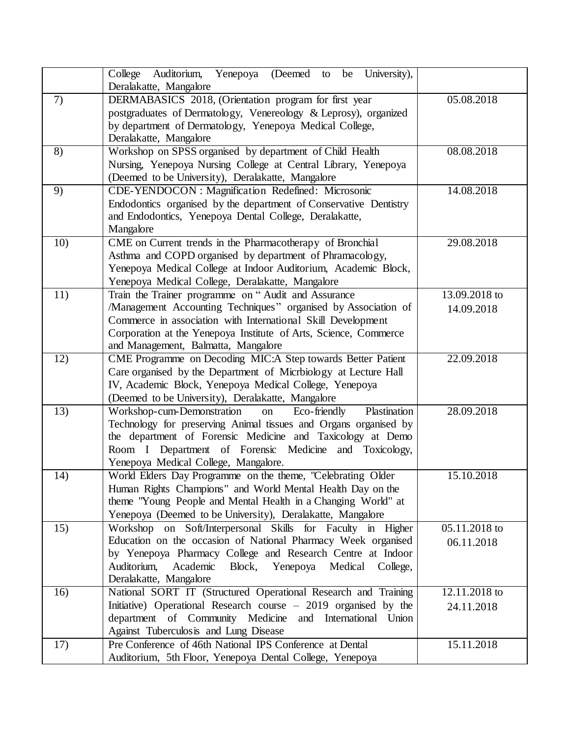| | | |
|---|---|---|
| | College Auditorium, Yenepoya (Deemed to be University), Deralakatte, Mangalore | |
| 7) | DERMABASICS 2018, (Orientation program for first year postgraduates of Dermatology, Venereology & Leprosy), organized by department of Dermatology, Yenepoya Medical College, Deralakatte, Mangalore | 05.08.2018 |
| 8) | Workshop on SPSS organised by department of Child Health Nursing, Yenepoya Nursing College at Central Library, Yenepoya (Deemed to be University), Deralakatte, Mangalore | 08.08.2018 |
| 9) | CDE-YENDOCON : Magnification Redefined: Microsonic Endodontics organised by the department of Conservative Dentistry and Endodontics, Yenepoya Dental College, Deralakatte, Mangalore | 14.08.2018 |
| 10) | CME on Current trends in the Pharmacotherapy of Bronchial Asthma and COPD organised by department of Phramacology, Yenepoya Medical College at Indoor Auditorium, Academic Block, Yenepoya Medical College, Deralakatte, Mangalore | 29.08.2018 |
| 11) | Train the Trainer programme on " Audit and Assurance /Management Accounting Techniques" organised by Association of Commerce in association with International Skill Development Corporation at the Yenepoya Institute of Arts, Science, Commerce and Management, Balmatta, Mangalore | 13.09.2018 to 14.09.2018 |
| 12) | CME Programme on Decoding MIC:A Step towards Better Patient Care organised by the Department of Micrbiology at Lecture Hall IV, Academic Block, Yenepoya Medical College, Yenepoya (Deemed to be University), Deralakatte, Mangalore | 22.09.2018 |
| 13) | Workshop-cum-Demonstration on Eco-friendly Plastination Technology for preserving Animal tissues and Organs organised by the department of Forensic Medicine and Taxicology at Demo Room I Department of Forensic Medicine and Toxicology, Yenepoya Medical College, Mangalore. | 28.09.2018 |
| 14) | World Elders Day Programme on the theme, "Celebrating Older Human Rights Champions" and World Mental Health Day on the theme "Young People and Mental Health in a Changing World" at Yenepoya (Deemed to be University), Deralakatte, Mangalore | 15.10.2018 |
| 15) | Workshop on Soft/Interpersonal Skills for Faculty in Higher Education on the occasion of National Pharmacy Week organised by Yenepoya Pharmacy College and Research Centre at Indoor Auditorium, Academic Block, Yenepoya Medical College, Deralakatte, Mangalore | 05.11.2018 to 06.11.2018 |
| 16) | National SORT IT (Structured Operational Research and Training Initiative) Operational Research course – 2019 organised by the department of Community Medicine and International Union Against Tuberculosis and Lung Disease | 12.11.2018 to 24.11.2018 |
| 17) | Pre Conference of 46th National IPS Conference at Dental Auditorium, 5th Floor, Yenepoya Dental College, Yenepoya | 15.11.2018 |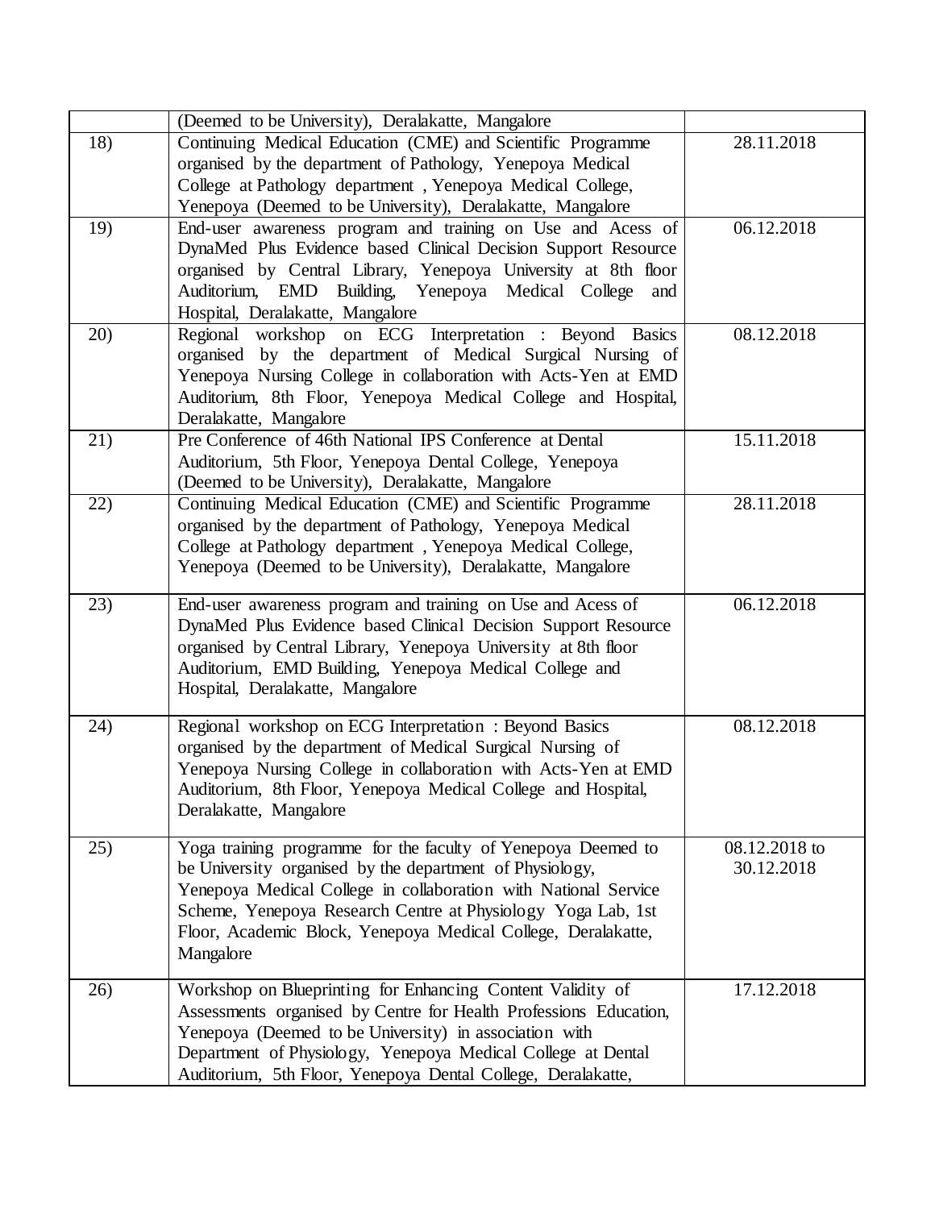| | | |
|---|---|---|
| | (Deemed to be University), Deralakatte, Mangalore | |
| 18) | Continuing Medical Education (CME) and Scientific Programme organised by the department of Pathology, Yenepoya Medical College at Pathology department , Yenepoya Medical College, Yenepoya (Deemed to be University), Deralakatte, Mangalore | 28.11.2018 |
| 19) | End-user awareness program and training on Use and Acess of DynaMed Plus Evidence based Clinical Decision Support Resource organised by Central Library, Yenepoya University at 8th floor Auditorium, EMD Building, Yenepoya Medical College and Hospital, Deralakatte, Mangalore | 06.12.2018 |
| 20) | Regional workshop on ECG Interpretation : Beyond Basics organised by the department of Medical Surgical Nursing of Yenepoya Nursing College in collaboration with Acts-Yen at EMD Auditorium, 8th Floor, Yenepoya Medical College and Hospital, Deralakatte, Mangalore | 08.12.2018 |
| 21) | Pre Conference of 46th National IPS Conference at Dental Auditorium, 5th Floor, Yenepoya Dental College, Yenepoya (Deemed to be University), Deralakatte, Mangalore | 15.11.2018 |
| 22) | Continuing Medical Education (CME) and Scientific Programme organised by the department of Pathology, Yenepoya Medical College at Pathology department , Yenepoya Medical College, Yenepoya (Deemed to be University), Deralakatte, Mangalore | 28.11.2018 |
| 23) | End-user awareness program and training on Use and Acess of DynaMed Plus Evidence based Clinical Decision Support Resource organised by Central Library, Yenepoya University at 8th floor Auditorium, EMD Building, Yenepoya Medical College and Hospital, Deralakatte, Mangalore | 06.12.2018 |
| 24) | Regional workshop on ECG Interpretation : Beyond Basics organised by the department of Medical Surgical Nursing of Yenepoya Nursing College in collaboration with Acts-Yen at EMD Auditorium, 8th Floor, Yenepoya Medical College and Hospital, Deralakatte, Mangalore | 08.12.2018 |
| 25) | Yoga training programme for the faculty of Yenepoya Deemed to be University organised by the department of Physiology, Yenepoya Medical College in collaboration with National Service Scheme, Yenepoya Research Centre at Physiology Yoga Lab, 1st Floor, Academic Block, Yenepoya Medical College, Deralakatte, Mangalore | 08.12.2018 to 30.12.2018 |
| 26) | Workshop on Blueprinting for Enhancing Content Validity of Assessments organised by Centre for Health Professions Education, Yenepoya (Deemed to be University) in association with Department of Physiology, Yenepoya Medical College at Dental Auditorium, 5th Floor, Yenepoya Dental College, Deralakatte, | 17.12.2018 |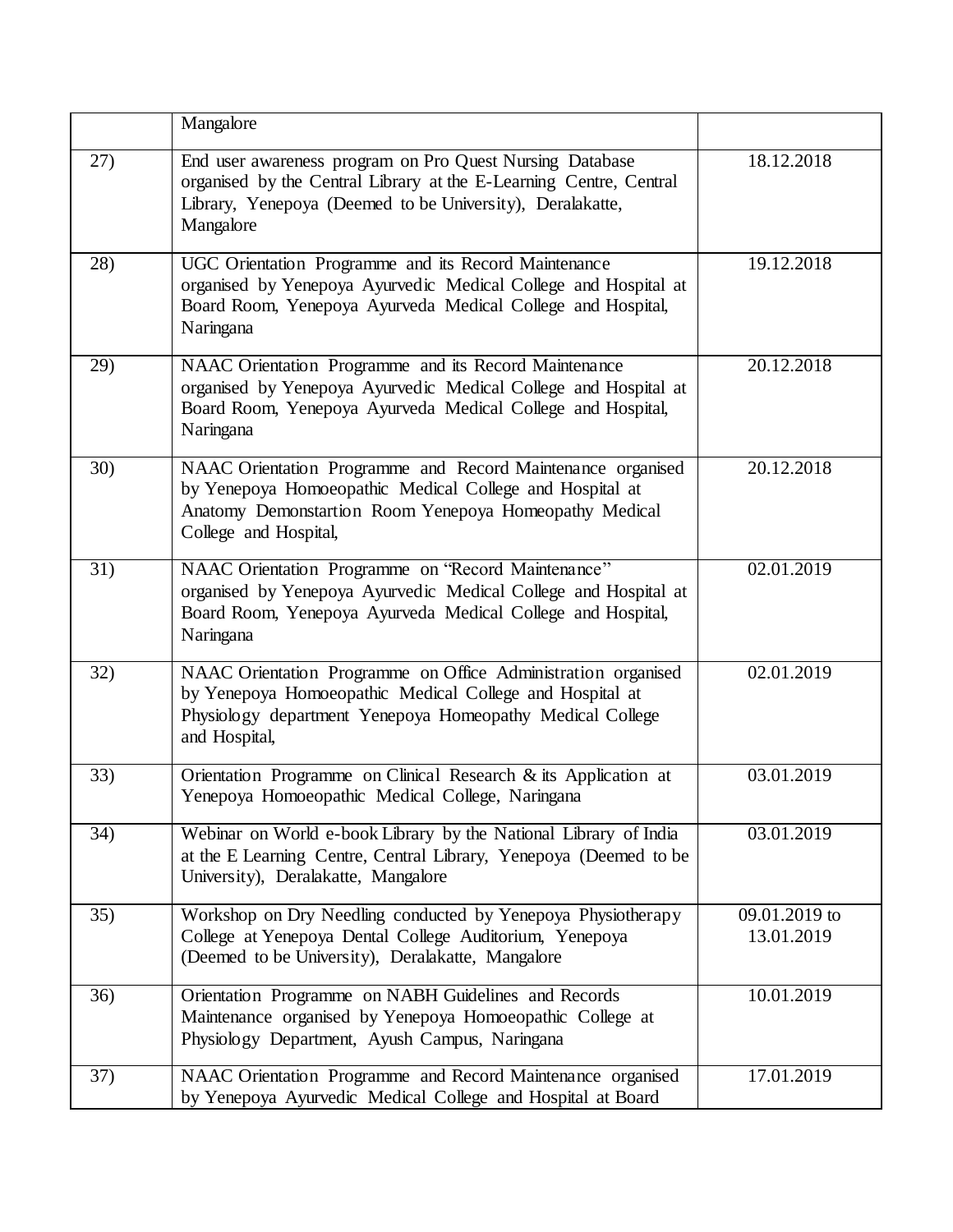|  |  |  |
|---|---|---|
|  | Mangalore |  |
| 27) | End user awareness program on Pro Quest Nursing Database organised by the Central Library at the E-Learning Centre, Central Library, Yenepoya (Deemed to be University), Deralakatte, Mangalore | 18.12.2018 |
| 28) | UGC Orientation Programme and its Record Maintenance organised by Yenepoya Ayurvedic Medical College and Hospital at Board Room, Yenepoya Ayurveda Medical College and Hospital, Naringana | 19.12.2018 |
| 29) | NAAC Orientation Programme and its Record Maintenance organised by Yenepoya Ayurvedic Medical College and Hospital at Board Room, Yenepoya Ayurveda Medical College and Hospital, Naringana | 20.12.2018 |
| 30) | NAAC Orientation Programme and Record Maintenance organised by Yenepoya Homoeopathic Medical College and Hospital at Anatomy Demonstartion Room Yenepoya Homeopathy Medical College and Hospital, | 20.12.2018 |
| 31) | NAAC Orientation Programme on "Record Maintenance" organised by Yenepoya Ayurvedic Medical College and Hospital at Board Room, Yenepoya Ayurveda Medical College and Hospital, Naringana | 02.01.2019 |
| 32) | NAAC Orientation Programme on Office Administration organised by Yenepoya Homoeopathic Medical College and Hospital at Physiology department Yenepoya Homeopathy Medical College and Hospital, | 02.01.2019 |
| 33) | Orientation Programme on Clinical Research & its Application at Yenepoya Homoeopathic Medical College, Naringana | 03.01.2019 |
| 34) | Webinar on World e-book Library by the National Library of India at the E Learning Centre, Central Library, Yenepoya (Deemed to be University), Deralakatte, Mangalore | 03.01.2019 |
| 35) | Workshop on Dry Needling conducted by Yenepoya Physiotherapy College at Yenepoya Dental College Auditorium, Yenepoya (Deemed to be University), Deralakatte, Mangalore | 09.01.2019 to 13.01.2019 |
| 36) | Orientation Programme on NABH Guidelines and Records Maintenance organised by Yenepoya Homoeopathic College at Physiology Department, Ayush Campus, Naringana | 10.01.2019 |
| 37) | NAAC Orientation Programme and Record Maintenance organised by Yenepoya Ayurvedic Medical College and Hospital at Board | 17.01.2019 |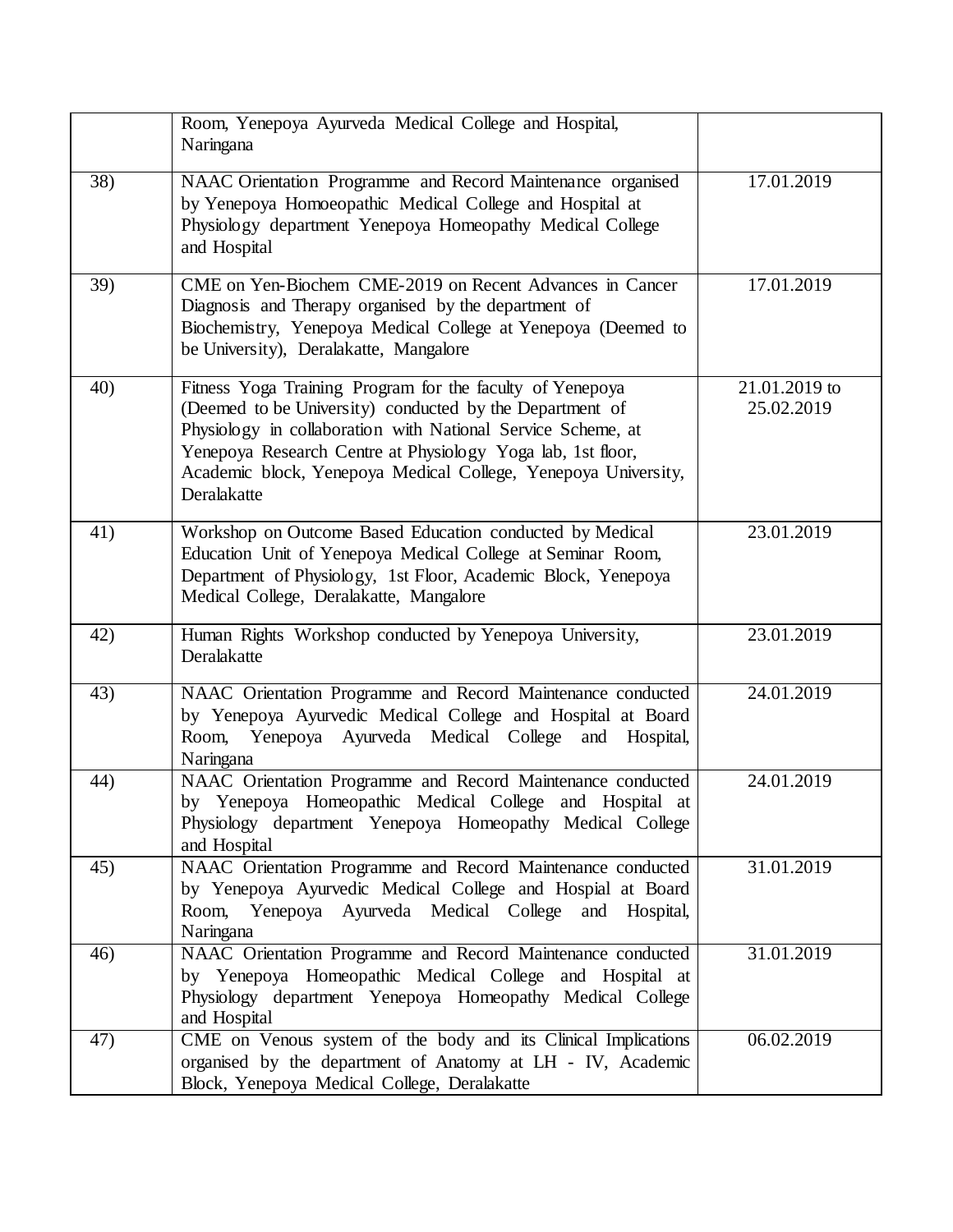| | | |
|---|---|---|
| | Room, Yenepoya Ayurveda Medical College and Hospital, Naringana | |
| 38) | NAAC Orientation Programme and Record Maintenance organised by Yenepoya Homoeopathic Medical College and Hospital at Physiology department Yenepoya Homeopathy Medical College and Hospital | 17.01.2019 |
| 39) | CME on Yen-Biochem CME-2019 on Recent Advances in Cancer Diagnosis and Therapy organised by the department of Biochemistry, Yenepoya Medical College at Yenepoya (Deemed to be University), Deralakatte, Mangalore | 17.01.2019 |
| 40) | Fitness Yoga Training Program for the faculty of Yenepoya (Deemed to be University) conducted by the Department of Physiology in collaboration with National Service Scheme, at Yenepoya Research Centre at Physiology Yoga lab, 1st floor, Academic block, Yenepoya Medical College, Yenepoya University, Deralakatte | 21.01.2019 to 25.02.2019 |
| 41) | Workshop on Outcome Based Education conducted by Medical Education Unit of Yenepoya Medical College at Seminar Room, Department of Physiology, 1st Floor, Academic Block, Yenepoya Medical College, Deralakatte, Mangalore | 23.01.2019 |
| 42) | Human Rights Workshop conducted by Yenepoya University, Deralakatte | 23.01.2019 |
| 43) | NAAC Orientation Programme and Record Maintenance conducted by Yenepoya Ayurvedic Medical College and Hospital at Board Room, Yenepoya Ayurveda Medical College and Hospital, Naringana | 24.01.2019 |
| 44) | NAAC Orientation Programme and Record Maintenance conducted by Yenepoya Homeopathic Medical College and Hospital at Physiology department Yenepoya Homeopathy Medical College and Hospital | 24.01.2019 |
| 45) | NAAC Orientation Programme and Record Maintenance conducted by Yenepoya Ayurvedic Medical College and Hospial at Board Room, Yenepoya Ayurveda Medical College and Hospital, Naringana | 31.01.2019 |
| 46) | NAAC Orientation Programme and Record Maintenance conducted by Yenepoya Homeopathic Medical College and Hospital at Physiology department Yenepoya Homeopathy Medical College and Hospital | 31.01.2019 |
| 47) | CME on Venous system of the body and its Clinical Implications organised by the department of Anatomy at LH - IV, Academic Block, Yenepoya Medical College, Deralakatte | 06.02.2019 |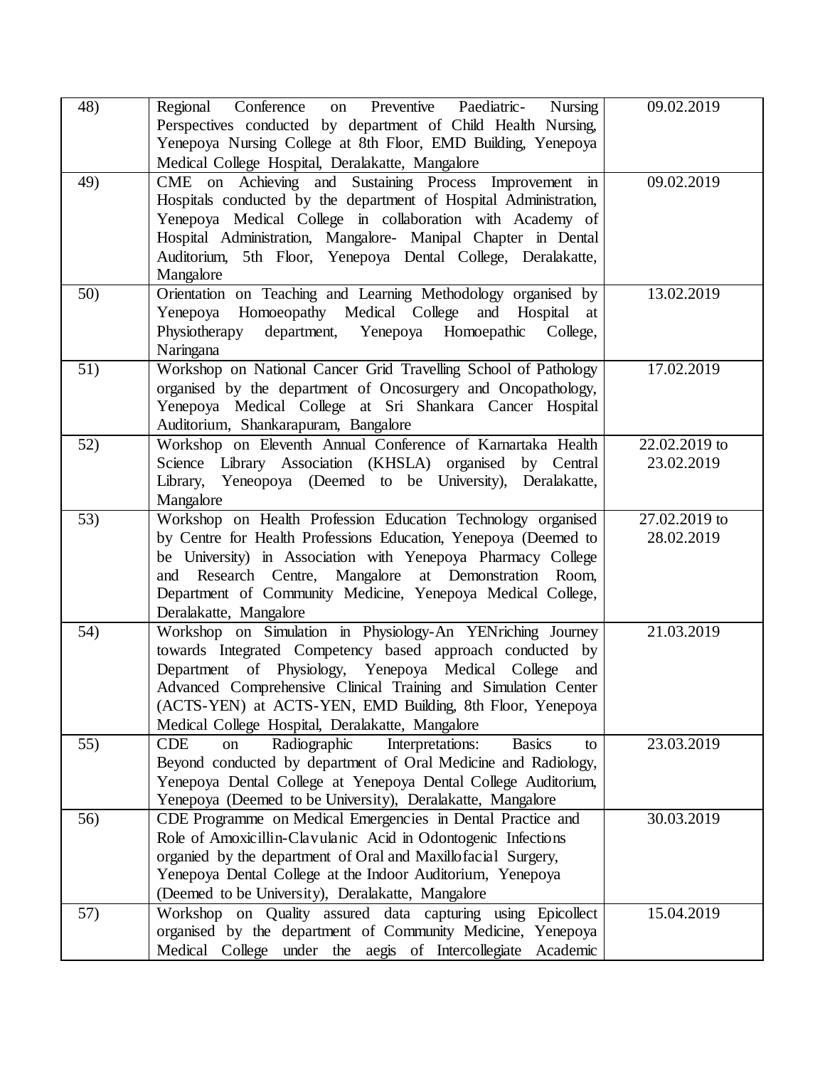| | | |
|---|---|---|
| 48) | Regional Conference on Preventive Paediatric- Nursing Perspectives conducted by department of Child Health Nursing, Yenepoya Nursing College at 8th Floor, EMD Building, Yenepoya Medical College Hospital, Deralakatte, Mangalore | 09.02.2019 |
| 49) | CME on Achieving and Sustaining Process Improvement in Hospitals conducted by the department of Hospital Administration, Yenepoya Medical College in collaboration with Academy of Hospital Administration, Mangalore- Manipal Chapter in Dental Auditorium, 5th Floor, Yenepoya Dental College, Deralakatte, Mangalore | 09.02.2019 |
| 50) | Orientation on Teaching and Learning Methodology organised by Yenepoya Homoeopathy Medical College and Hospital at Physiotherapy department, Yenepoya Homoepathic College, Naringana | 13.02.2019 |
| 51) | Workshop on National Cancer Grid Travelling School of Pathology organised by the department of Oncosurgery and Oncopathology, Yenepoya Medical College at Sri Shankara Cancer Hospital Auditorium, Shankarapuram, Bangalore | 17.02.2019 |
| 52) | Workshop on Eleventh Annual Conference of Karnartaka Health Science Library Association (KHSLA) organised by Central Library, Yeneopoya (Deemed to be University), Deralakatte, Mangalore | 22.02.2019 to 23.02.2019 |
| 53) | Workshop on Health Profession Education Technology organised by Centre for Health Professions Education, Yenepoya (Deemed to be University) in Association with Yenepoya Pharmacy College and Research Centre, Mangalore at Demonstration Room, Department of Community Medicine, Yenepoya Medical College, Deralakatte, Mangalore | 27.02.2019 to 28.02.2019 |
| 54) | Workshop on Simulation in Physiology-An YENriching Journey towards Integrated Competency based approach conducted by Department of Physiology, Yenepoya Medical College and Advanced Comprehensive Clinical Training and Simulation Center (ACTS-YEN) at ACTS-YEN, EMD Building, 8th Floor, Yenepoya Medical College Hospital, Deralakatte, Mangalore | 21.03.2019 |
| 55) | CDE on Radiographic Interpretations: Basics to Beyond conducted by department of Oral Medicine and Radiology, Yenepoya Dental College at Yenepoya Dental College Auditorium, Yenepoya (Deemed to be University), Deralakatte, Mangalore | 23.03.2019 |
| 56) | CDE Programme on Medical Emergencies in Dental Practice and Role of Amoxicillin-Clavulanic Acid in Odontogenic Infections organied by the department of Oral and Maxillofacial Surgery, Yenepoya Dental College at the Indoor Auditorium, Yenepoya (Deemed to be University), Deralakatte, Mangalore | 30.03.2019 |
| 57) | Workshop on Quality assured data capturing using Epicollect organised by the department of Community Medicine, Yenepoya Medical College under the aegis of Intercollegiate Academic | 15.04.2019 |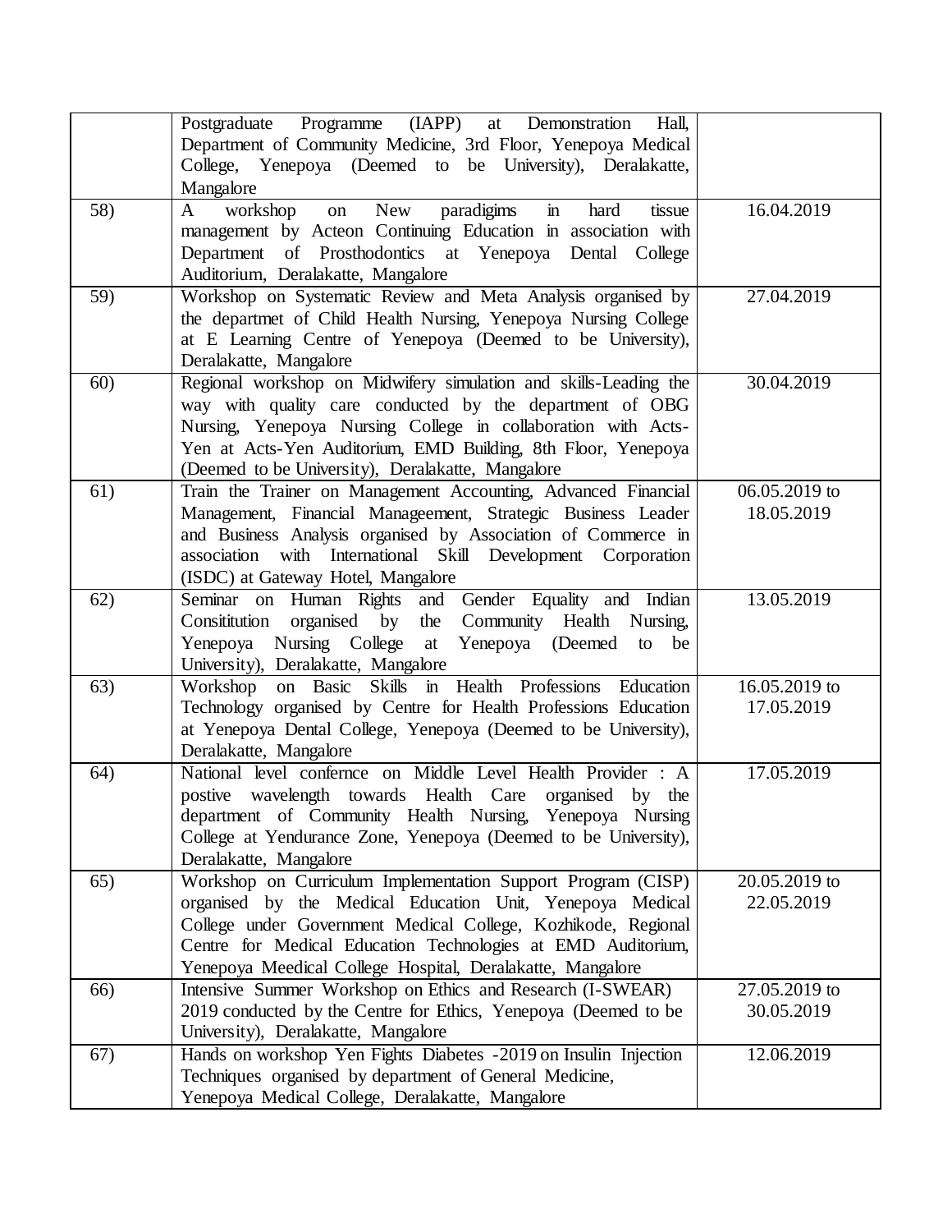| | | |
|---|---|---|
| | Postgraduate Programme (IAPP) at Demonstration Hall, Department of Community Medicine, 3rd Floor, Yenepoya Medical College, Yenepoya (Deemed to be University), Deralakatte, Mangalore | |
| 58) | A workshop on New paradigims in hard tissue management by Acteon Continuing Education in association with Department of Prosthodontics at Yenepoya Dental College Auditorium, Deralakatte, Mangalore | 16.04.2019 |
| 59) | Workshop on Systematic Review and Meta Analysis organised by the departmet of Child Health Nursing, Yenepoya Nursing College at E Learning Centre of Yenepoya (Deemed to be University), Deralakatte, Mangalore | 27.04.2019 |
| 60) | Regional workshop on Midwifery simulation and skills-Leading the way with quality care conducted by the department of OBG Nursing, Yenepoya Nursing College in collaboration with Acts-Yen at Acts-Yen Auditorium, EMD Building, 8th Floor, Yenepoya (Deemed to be University), Deralakatte, Mangalore | 30.04.2019 |
| 61) | Train the Trainer on Management Accounting, Advanced Financial Management, Financial Manageement, Strategic Business Leader and Business Analysis organised by Association of Commerce in association with International Skill Development Corporation (ISDC) at Gateway Hotel, Mangalore | 06.05.2019 to 18.05.2019 |
| 62) | Seminar on Human Rights and Gender Equality and Indian Consititution organised by the Community Health Nursing, Yenepoya Nursing College at Yenepoya (Deemed to be University), Deralakatte, Mangalore | 13.05.2019 |
| 63) | Workshop on Basic Skills in Health Professions Education Technology organised by Centre for Health Professions Education at Yenepoya Dental College, Yenepoya (Deemed to be University), Deralakatte, Mangalore | 16.05.2019 to 17.05.2019 |
| 64) | National level confernce on Middle Level Health Provider : A postive wavelength towards Health Care organised by the department of Community Health Nursing, Yenepoya Nursing College at Yendurance Zone, Yenepoya (Deemed to be University), Deralakatte, Mangalore | 17.05.2019 |
| 65) | Workshop on Curriculum Implementation Support Program (CISP) organised by the Medical Education Unit, Yenepoya Medical College under Government Medical College, Kozhikode, Regional Centre for Medical Education Technologies at EMD Auditorium, Yenepoya Meedical College Hospital, Deralakatte, Mangalore | 20.05.2019 to 22.05.2019 |
| 66) | Intensive Summer Workshop on Ethics and Research (I-SWEAR) 2019 conducted by the Centre for Ethics, Yenepoya (Deemed to be University), Deralakatte, Mangalore | 27.05.2019 to 30.05.2019 |
| 67) | Hands on workshop Yen Fights Diabetes -2019 on Insulin Injection Techniques organised by department of General Medicine, Yenepoya Medical College, Deralakatte, Mangalore | 12.06.2019 |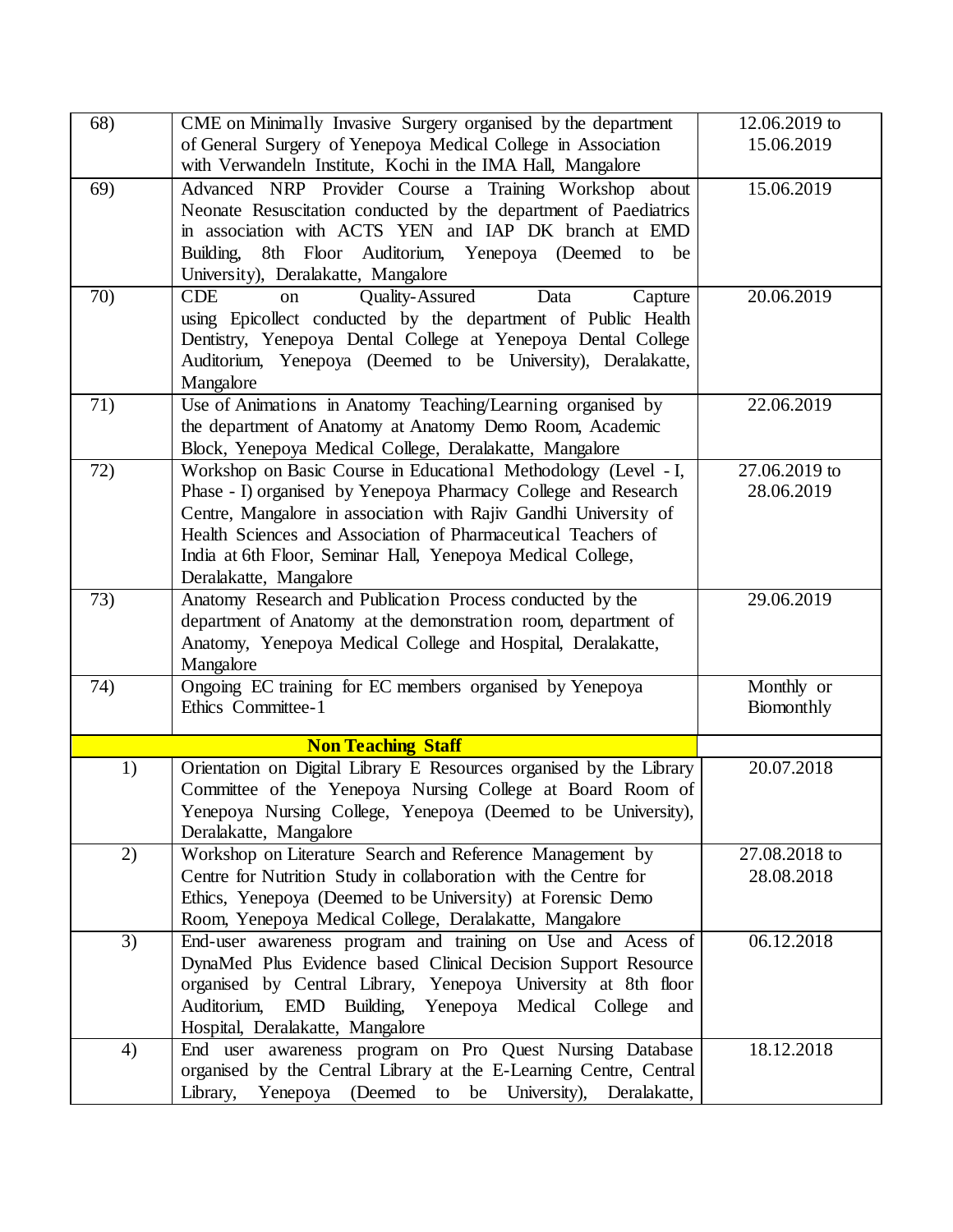| | | |
|---|---|---|
| 68) | CME on Minimally Invasive Surgery organised by the department of General Surgery of Yenepoya Medical College in Association with Verwandeln Institute, Kochi in the IMA Hall, Mangalore | 12.06.2019 to 15.06.2019 |
| 69) | Advanced NRP Provider Course a Training Workshop about Neonate Resuscitation conducted by the department of Paediatrics in association with ACTS YEN and IAP DK branch at EMD Building, 8th Floor Auditorium, Yenepoya (Deemed to be University), Deralakatte, Mangalore | 15.06.2019 |
| 70) | CDE on Quality-Assured Data Capture using Epicollect conducted by the department of Public Health Dentistry, Yenepoya Dental College at Yenepoya Dental College Auditorium, Yenepoya (Deemed to be University), Deralakatte, Mangalore | 20.06.2019 |
| 71) | Use of Animations in Anatomy Teaching/Learning organised by the department of Anatomy at Anatomy Demo Room, Academic Block, Yenepoya Medical College, Deralakatte, Mangalore | 22.06.2019 |
| 72) | Workshop on Basic Course in Educational Methodology (Level - I, Phase - I) organised by Yenepoya Pharmacy College and Research Centre, Mangalore in association with Rajiv Gandhi University of Health Sciences and Association of Pharmaceutical Teachers of India at 6th Floor, Seminar Hall, Yenepoya Medical College, Deralakatte, Mangalore | 27.06.2019 to 28.06.2019 |
| 73) | Anatomy Research and Publication Process conducted by the department of Anatomy at the demonstration room, department of Anatomy, Yenepoya Medical College and Hospital, Deralakatte, Mangalore | 29.06.2019 |
| 74) | Ongoing EC training for EC members organised by Yenepoya Ethics Committee-1 | Monthly or Biomonthly |
| | **Non Teaching Staff** | |
| 1) | Orientation on Digital Library E Resources organised by the Library Committee of the Yenepoya Nursing College at Board Room of Yenepoya Nursing College, Yenepoya (Deemed to be University), Deralakatte, Mangalore | 20.07.2018 |
| 2) | Workshop on Literature Search and Reference Management by Centre for Nutrition Study in collaboration with the Centre for Ethics, Yenepoya (Deemed to be University) at Forensic Demo Room, Yenepoya Medical College, Deralakatte, Mangalore | 27.08.2018 to 28.08.2018 |
| 3) | End-user awareness program and training on Use and Acess of DynaMed Plus Evidence based Clinical Decision Support Resource organised by Central Library, Yenepoya University at 8th floor Auditorium, EMD Building, Yenepoya Medical College and Hospital, Deralakatte, Mangalore | 06.12.2018 |
| 4) | End user awareness program on Pro Quest Nursing Database organised by the Central Library at the E-Learning Centre, Central Library, Yenepoya (Deemed to be University), Deralakatte, | 18.12.2018 |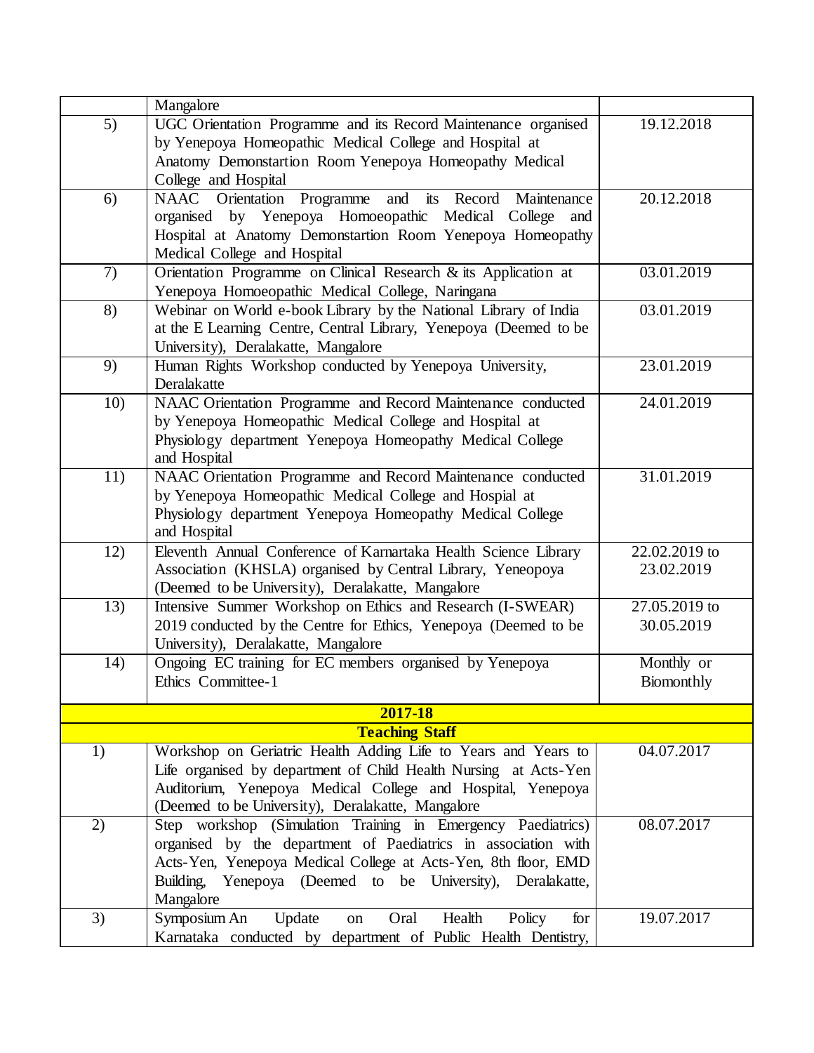| | | |
|---|---|---|
| | Mangalore | |
| 5) | UGC Orientation Programme and its Record Maintenance organised by Yenepoya Homeopathic Medical College and Hospital at Anatomy Demonstartion Room Yenepoya Homeopathy Medical College and Hospital | 19.12.2018 |
| 6) | NAAC Orientation Programme and its Record Maintenance organised by Yenepoya Homoeopathic Medical College and Hospital at Anatomy Demonstartion Room Yenepoya Homeopathy Medical College and Hospital | 20.12.2018 |
| 7) | Orientation Programme on Clinical Research & its Application at Yenepoya Homoeopathic Medical College, Naringana | 03.01.2019 |
| 8) | Webinar on World e-book Library by the National Library of India at the E Learning Centre, Central Library, Yenepoya (Deemed to be University), Deralakatte, Mangalore | 03.01.2019 |
| 9) | Human Rights Workshop conducted by Yenepoya University, Deralakatte | 23.01.2019 |
| 10) | NAAC Orientation Programme and Record Maintenance conducted by Yenepoya Homeopathic Medical College and Hospital at Physiology department Yenepoya Homeopathy Medical College and Hospital | 24.01.2019 |
| 11) | NAAC Orientation Programme and Record Maintenance conducted by Yenepoya Homeopathic Medical College and Hospial at Physiology department Yenepoya Homeopathy Medical College and Hospital | 31.01.2019 |
| 12) | Eleventh Annual Conference of Karnartaka Health Science Library Association (KHSLA) organised by Central Library, Yeneopoya (Deemed to be University), Deralakatte, Mangalore | 22.02.2019 to 23.02.2019 |
| 13) | Intensive Summer Workshop on Ethics and Research (I-SWEAR) 2019 conducted by the Centre for Ethics, Yenepoya (Deemed to be University), Deralakatte, Mangalore | 27.05.2019 to 30.05.2019 |
| 14) | Ongoing EC training for EC members organised by Yenepoya Ethics Committee-1 | Monthly or Biomonthly |
| | **2017-18** | |
| | **Teaching Staff** | |
| 1) | Workshop on Geriatric Health Adding Life to Years and Years to Life organised by department of Child Health Nursing at Acts-Yen Auditorium, Yenepoya Medical College and Hospital, Yenepoya (Deemed to be University), Deralakatte, Mangalore | 04.07.2017 |
| 2) | Step workshop (Simulation Training in Emergency Paediatrics) organised by the department of Paediatrics in association with Acts-Yen, Yenepoya Medical College at Acts-Yen, 8th floor, EMD Building, Yenepoya (Deemed to be University), Deralakatte, Mangalore | 08.07.2017 |
| 3) | Symposium An Update on Oral Health Policy for Karnataka conducted by department of Public Health Dentistry, | 19.07.2017 |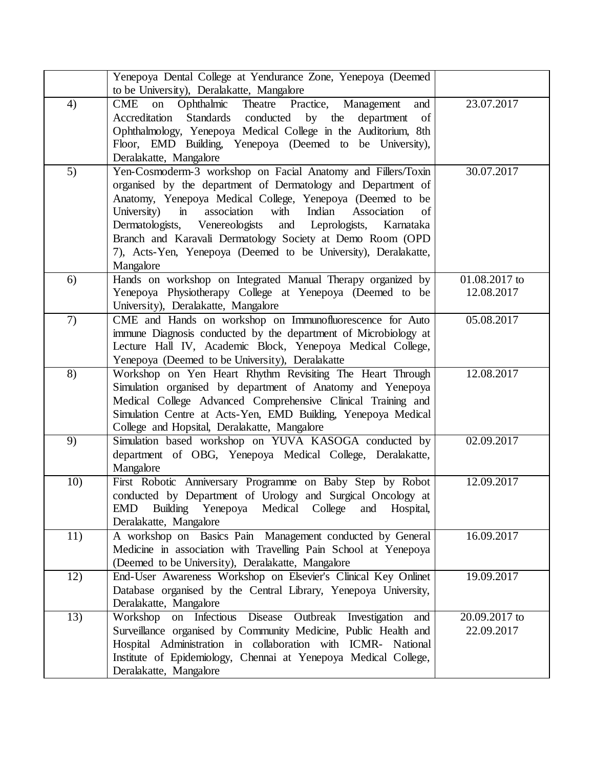|  |  |  |
|---|---|---|
|  | Yenepoya Dental College at Yendurance Zone, Yenepoya (Deemed to be University), Deralakatte, Mangalore |  |
| 4) | CME on Ophthalmic Theatre Practice, Management and Accreditation Standards conducted by the department of Ophthalmology, Yenepoya Medical College in the Auditorium, 8th Floor, EMD Building, Yenepoya (Deemed to be University), Deralakatte, Mangalore | 23.07.2017 |
| 5) | Yen-Cosmoderm-3 workshop on Facial Anatomy and Fillers/Toxin organised by the department of Dermatology and Department of Anatomy, Yenepoya Medical College, Yenepoya (Deemed to be University) in association with Indian Association of Dermatologists, Venereologists and Leprologists, Karnataka Branch and Karavali Dermatology Society at Demo Room (OPD 7), Acts-Yen, Yenepoya (Deemed to be University), Deralakatte, Mangalore | 30.07.2017 |
| 6) | Hands on workshop on Integrated Manual Therapy organized by Yenepoya Physiotherapy College at Yenepoya (Deemed to be University), Deralakatte, Mangalore | 01.08.2017 to 12.08.2017 |
| 7) | CME and Hands on workshop on Immunofluorescence for Auto immune Diagnosis conducted by the department of Microbiology at Lecture Hall IV, Academic Block, Yenepoya Medical College, Yenepoya (Deemed to be University), Deralakatte | 05.08.2017 |
| 8) | Workshop on Yen Heart Rhythm Revisiting The Heart Through Simulation organised by department of Anatomy and Yenepoya Medical College Advanced Comprehensive Clinical Training and Simulation Centre at Acts-Yen, EMD Building, Yenepoya Medical College and Hopsital, Deralakatte, Mangalore | 12.08.2017 |
| 9) | Simulation based workshop on YUVA KASOGA conducted by department of OBG, Yenepoya Medical College, Deralakatte, Mangalore | 02.09.2017 |
| 10) | First Robotic Anniversary Programme on Baby Step by Robot conducted by Department of Urology and Surgical Oncology at EMD Building Yenepoya Medical College and Hospital, Deralakatte, Mangalore | 12.09.2017 |
| 11) | A workshop on Basics Pain Management conducted by General Medicine in association with Travelling Pain School at Yenepoya (Deemed to be University), Deralakatte, Mangalore | 16.09.2017 |
| 12) | End-User Awareness Workshop on Elsevier's Clinical Key Onlinet Database organised by the Central Library, Yenepoya University, Deralakatte, Mangalore | 19.09.2017 |
| 13) | Workshop on Infectious Disease Outbreak Investigation and Surveillance organised by Community Medicine, Public Health and Hospital Administration in collaboration with ICMR- National Institute of Epidemiology, Chennai at Yenepoya Medical College, Deralakatte, Mangalore | 20.09.2017 to 22.09.2017 |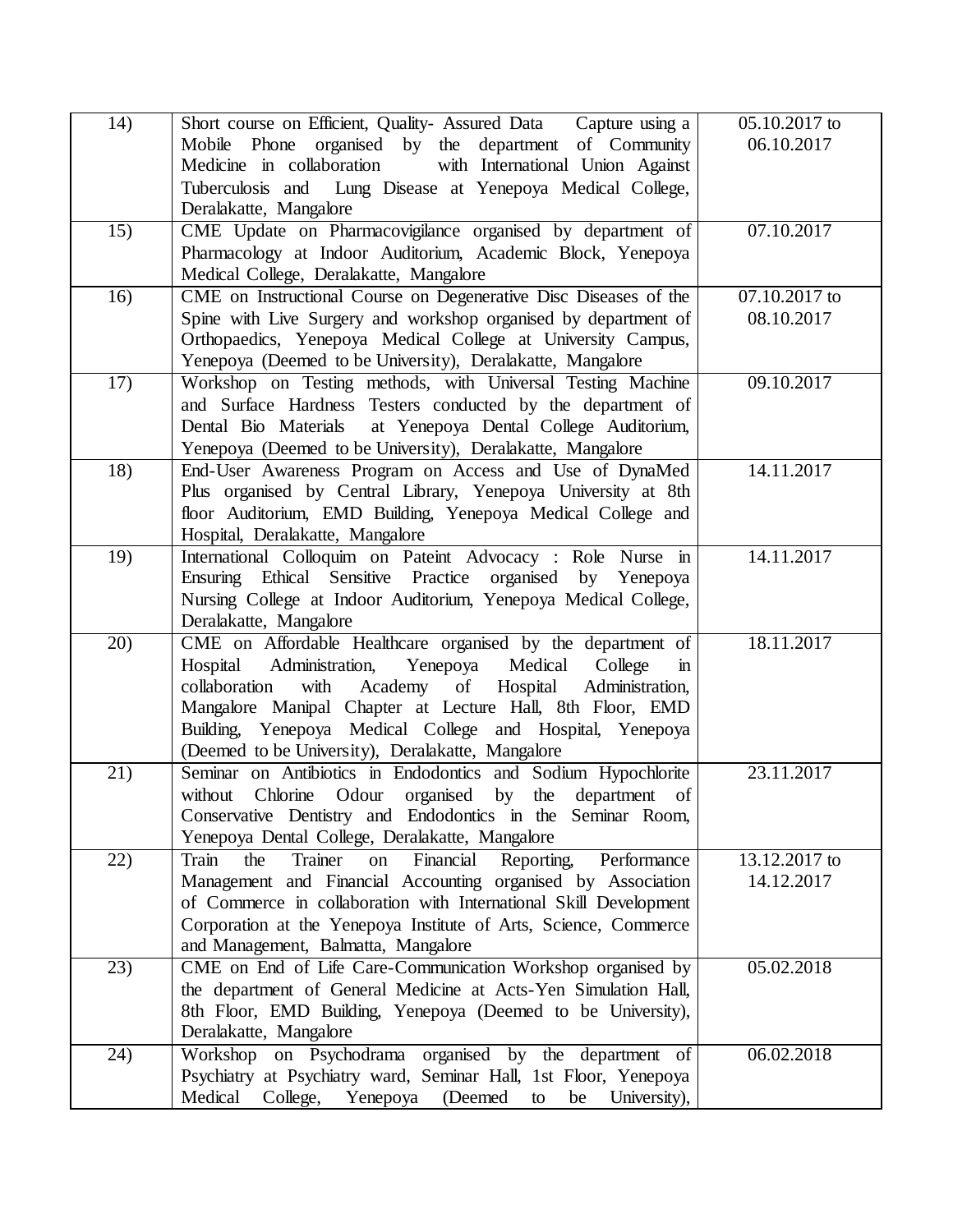| | | |
|---|---|---|
| 14) | Short course on Efficient, Quality- Assured Data Capture using a Mobile Phone organised by the department of Community Medicine in collaboration with International Union Against Tuberculosis and Lung Disease at Yenepoya Medical College, Deralakatte, Mangalore | 05.10.2017 to 06.10.2017 |
| 15) | CME Update on Pharmacovigilance organised by department of Pharmacology at Indoor Auditorium, Academic Block, Yenepoya Medical College, Deralakatte, Mangalore | 07.10.2017 |
| 16) | CME on Instructional Course on Degenerative Disc Diseases of the Spine with Live Surgery and workshop organised by department of Orthopaedics, Yenepoya Medical College at University Campus, Yenepoya (Deemed to be University), Deralakatte, Mangalore | 07.10.2017 to 08.10.2017 |
| 17) | Workshop on Testing methods, with Universal Testing Machine and Surface Hardness Testers conducted by the department of Dental Bio Materials at Yenepoya Dental College Auditorium, Yenepoya (Deemed to be University), Deralakatte, Mangalore | 09.10.2017 |
| 18) | End-User Awareness Program on Access and Use of DynaMed Plus organised by Central Library, Yenepoya University at 8th floor Auditorium, EMD Building, Yenepoya Medical College and Hospital, Deralakatte, Mangalore | 14.11.2017 |
| 19) | International Colloquim on Pateint Advocacy : Role Nurse in Ensuring Ethical Sensitive Practice organised by Yenepoya Nursing College at Indoor Auditorium, Yenepoya Medical College, Deralakatte, Mangalore | 14.11.2017 |
| 20) | CME on Affordable Healthcare organised by the department of Hospital Administration, Yenepoya Medical College in collaboration with Academy of Hospital Administration, Mangalore Manipal Chapter at Lecture Hall, 8th Floor, EMD Building, Yenepoya Medical College and Hospital, Yenepoya (Deemed to be University), Deralakatte, Mangalore | 18.11.2017 |
| 21) | Seminar on Antibiotics in Endodontics and Sodium Hypochlorite without Chlorine Odour organised by the department of Conservative Dentistry and Endodontics in the Seminar Room, Yenepoya Dental College, Deralakatte, Mangalore | 23.11.2017 |
| 22) | Train the Trainer on Financial Reporting, Performance Management and Financial Accounting organised by Association of Commerce in collaboration with International Skill Development Corporation at the Yenepoya Institute of Arts, Science, Commerce and Management, Balmatta, Mangalore | 13.12.2017 to 14.12.2017 |
| 23) | CME on End of Life Care-Communication Workshop organised by the department of General Medicine at Acts-Yen Simulation Hall, 8th Floor, EMD Building, Yenepoya (Deemed to be University), Deralakatte, Mangalore | 05.02.2018 |
| 24) | Workshop on Psychodrama organised by the department of Psychiatry at Psychiatry ward, Seminar Hall, 1st Floor, Yenepoya Medical College, Yenepoya (Deemed to be University), | 06.02.2018 |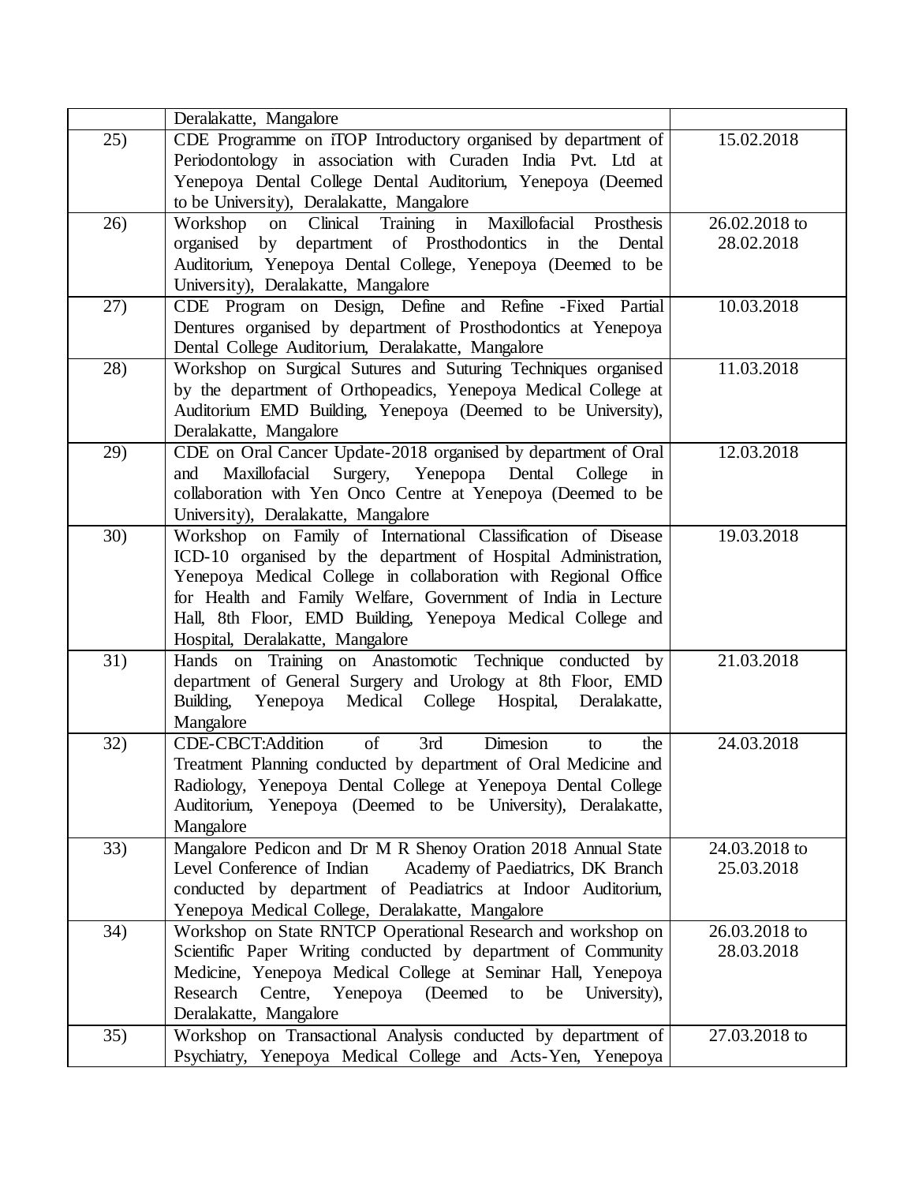| | | |
|---|---|---|
| | Deralakatte, Mangalore | |
| 25) | CDE Programme on iTOP Introductory organised by department of Periodontology in association with Curaden India Pvt. Ltd at Yenepoya Dental College Dental Auditorium, Yenepoya (Deemed to be University), Deralakatte, Mangalore | 15.02.2018 |
| 26) | Workshop on Clinical Training in Maxillofacial Prosthesis organised by department of Prosthodontics in the Dental Auditorium, Yenepoya Dental College, Yenepoya (Deemed to be University), Deralakatte, Mangalore | 26.02.2018 to 28.02.2018 |
| 27) | CDE Program on Design, Define and Refine -Fixed Partial Dentures organised by department of Prosthodontics at Yenepoya Dental College Auditorium, Deralakatte, Mangalore | 10.03.2018 |
| 28) | Workshop on Surgical Sutures and Suturing Techniques organised by the department of Orthopeadics, Yenepoya Medical College at Auditorium EMD Building, Yenepoya (Deemed to be University), Deralakatte, Mangalore | 11.03.2018 |
| 29) | CDE on Oral Cancer Update-2018 organised by department of Oral and Maxillofacial Surgery, Yenepopa Dental College in collaboration with Yen Onco Centre at Yenepoya (Deemed to be University), Deralakatte, Mangalore | 12.03.2018 |
| 30) | Workshop on Family of International Classification of Disease ICD-10 organised by the department of Hospital Administration, Yenepoya Medical College in collaboration with Regional Office for Health and Family Welfare, Government of India in Lecture Hall, 8th Floor, EMD Building, Yenepoya Medical College and Hospital, Deralakatte, Mangalore | 19.03.2018 |
| 31) | Hands on Training on Anastomotic Technique conducted by department of General Surgery and Urology at 8th Floor, EMD Building, Yenepoya Medical College Hospital, Deralakatte, Mangalore | 21.03.2018 |
| 32) | CDE-CBCT:Addition of 3rd Dimesion to the Treatment Planning conducted by department of Oral Medicine and Radiology, Yenepoya Dental College at Yenepoya Dental College Auditorium, Yenepoya (Deemed to be University), Deralakatte, Mangalore | 24.03.2018 |
| 33) | Mangalore Pedicon and Dr M R Shenoy Oration 2018 Annual State Level Conference of Indian Academy of Paediatrics, DK Branch conducted by department of Peadiatrics at Indoor Auditorium, Yenepoya Medical College, Deralakatte, Mangalore | 24.03.2018 to 25.03.2018 |
| 34) | Workshop on State RNTCP Operational Research and workshop on Scientific Paper Writing conducted by department of Community Medicine, Yenepoya Medical College at Seminar Hall, Yenepoya Research Centre, Yenepoya (Deemed to be University), Deralakatte, Mangalore | 26.03.2018 to 28.03.2018 |
| 35) | Workshop on Transactional Analysis conducted by department of Psychiatry, Yenepoya Medical College and Acts-Yen, Yenepoya | 27.03.2018 to |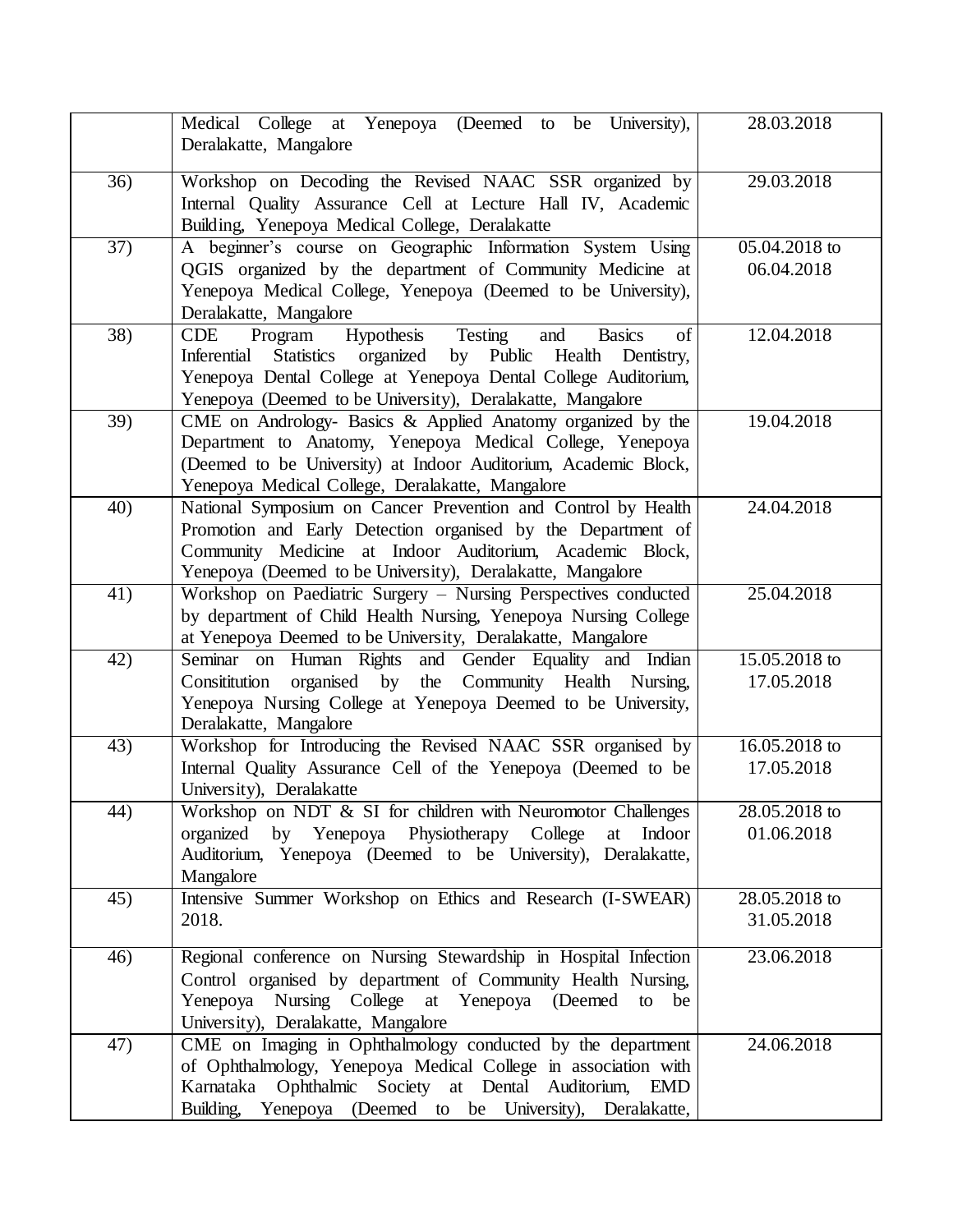|  |  |  |
|---|---|---|
|  | Medical College at Yenepoya (Deemed to be University), Deralakatte, Mangalore | 28.03.2018 |
| 36) | Workshop on Decoding the Revised NAAC SSR organized by Internal Quality Assurance Cell at Lecture Hall IV, Academic Building, Yenepoya Medical College, Deralakatte | 29.03.2018 |
| 37) | A beginner's course on Geographic Information System Using QGIS organized by the department of Community Medicine at Yenepoya Medical College, Yenepoya (Deemed to be University), Deralakatte, Mangalore | 05.04.2018 to 06.04.2018 |
| 38) | CDE Program Hypothesis Testing and Basics of Inferential Statistics organized by Public Health Dentistry, Yenepoya Dental College at Yenepoya Dental College Auditorium, Yenepoya (Deemed to be University), Deralakatte, Mangalore | 12.04.2018 |
| 39) | CME on Andrology- Basics & Applied Anatomy organized by the Department to Anatomy, Yenepoya Medical College, Yenepoya (Deemed to be University) at Indoor Auditorium, Academic Block, Yenepoya Medical College, Deralakatte, Mangalore | 19.04.2018 |
| 40) | National Symposium on Cancer Prevention and Control by Health Promotion and Early Detection organised by the Department of Community Medicine at Indoor Auditorium, Academic Block, Yenepoya (Deemed to be University), Deralakatte, Mangalore | 24.04.2018 |
| 41) | Workshop on Paediatric Surgery – Nursing Perspectives conducted by department of Child Health Nursing, Yenepoya Nursing College at Yenepoya Deemed to be University, Deralakatte, Mangalore | 25.04.2018 |
| 42) | Seminar on Human Rights and Gender Equality and Indian Consititution organised by the Community Health Nursing, Yenepoya Nursing College at Yenepoya Deemed to be University, Deralakatte, Mangalore | 15.05.2018 to 17.05.2018 |
| 43) | Workshop for Introducing the Revised NAAC SSR organised by Internal Quality Assurance Cell of the Yenepoya (Deemed to be University), Deralakatte | 16.05.2018 to 17.05.2018 |
| 44) | Workshop on NDT & SI for children with Neuromotor Challenges organized by Yenepoya Physiotherapy College at Indoor Auditorium, Yenepoya (Deemed to be University), Deralakatte, Mangalore | 28.05.2018 to 01.06.2018 |
| 45) | Intensive Summer Workshop on Ethics and Research (I-SWEAR) 2018. | 28.05.2018 to 31.05.2018 |
| 46) | Regional conference on Nursing Stewardship in Hospital Infection Control organised by department of Community Health Nursing, Yenepoya Nursing College at Yenepoya (Deemed to be University), Deralakatte, Mangalore | 23.06.2018 |
| 47) | CME on Imaging in Ophthalmology conducted by the department of Ophthalmology, Yenepoya Medical College in association with Karnataka Ophthalmic Society at Dental Auditorium, EMD Building, Yenepoya (Deemed to be University), Deralakatte, | 24.06.2018 |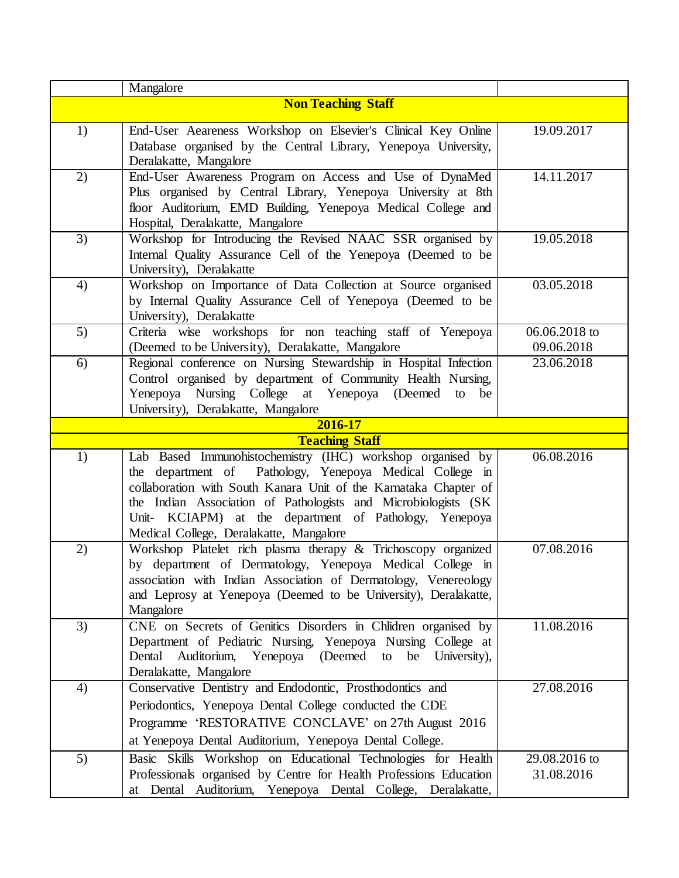| | | |
|---|---|---|
| | Mangalore | |
| **Non Teaching Staff** | | |
| 1) | End-User Aeareness Workshop on Elsevier's Clinical Key Online Database organised by the Central Library, Yenepoya University, Deralakatte, Mangalore | 19.09.2017 |
| 2) | End-User Awareness Program on Access and Use of DynaMed Plus organised by Central Library, Yenepoya University at 8th floor Auditorium, EMD Building, Yenepoya Medical College and Hospital, Deralakatte, Mangalore | 14.11.2017 |
| 3) | Workshop for Introducing the Revised NAAC SSR organised by Internal Quality Assurance Cell of the Yenepoya (Deemed to be University), Deralakatte | 19.05.2018 |
| 4) | Workshop on Importance of Data Collection at Source organised by Internal Quality Assurance Cell of Yenepoya (Deemed to be University), Deralakatte | 03.05.2018 |
| 5) | Criteria wise workshops for non teaching staff of Yenepoya (Deemed to be University), Deralakatte, Mangalore | 06.06.2018 to 09.06.2018 |
| 6) | Regional conference on Nursing Stewardship in Hospital Infection Control organised by department of Community Health Nursing, Yenepoya Nursing College at Yenepoya (Deemed to be University), Deralakatte, Mangalore | 23.06.2018 |
| **2016-17** | | |
| **Teaching Staff** | | |
| 1) | Lab Based Immunohistochemistry (IHC) workshop organised by the department of Pathology, Yenepoya Medical College in collaboration with South Kanara Unit of the Karnataka Chapter of the Indian Association of Pathologists and Microbiologists (SK Unit- KCIAPM) at the department of Pathology, Yenepoya Medical College, Deralakatte, Mangalore | 06.08.2016 |
| 2) | Workshop Platelet rich plasma therapy & Trichoscopy organized by department of Dermatology, Yenepoya Medical College in association with Indian Association of Dermatology, Venereology and Leprosy at Yenepoya (Deemed to be University), Deralakatte, Mangalore | 07.08.2016 |
| 3) | CNE on Secrets of Genitics Disorders in Chlidren organised by Department of Pediatric Nursing, Yenepoya Nursing College at Dental Auditorium, Yenepoya (Deemed to be University), Deralakatte, Mangalore | 11.08.2016 |
| 4) | Conservative Dentistry and Endodontic, Prosthodontics and Periodontics, Yenepoya Dental College conducted the CDE Programme 'RESTORATIVE CONCLAVE' on 27th August 2016 at Yenepoya Dental Auditorium, Yenepoya Dental College. | 27.08.2016 |
| 5) | Basic Skills Workshop on Educational Technologies for Health Professionals organised by Centre for Health Professions Education at Dental Auditorium, Yenepoya Dental College, Deralakatte, | 29.08.2016 to 31.08.2016 |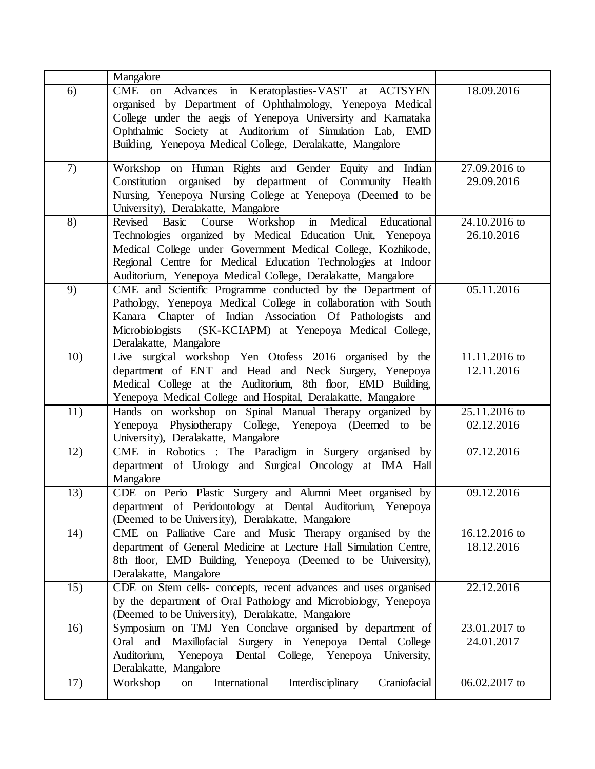|  |  |  |
|---|---|---|
|  | Mangalore |  |
| 6) | CME on Advances in Keratoplasties-VAST at ACTSYEN organised by Department of Ophthalmology, Yenepoya Medical College under the aegis of Yenepoya Universirty and Karnataka Ophthalmic Society at Auditorium of Simulation Lab, EMD Building, Yenepoya Medical College, Deralakatte, Mangalore | 18.09.2016 |
| 7) | Workshop on Human Rights and Gender Equity and Indian Constitution organised by department of Community Health Nursing, Yenepoya Nursing College at Yenepoya (Deemed to be University), Deralakatte, Mangalore | 27.09.2016 to 29.09.2016 |
| 8) | Revised Basic Course Workshop in Medical Educational Technologies organized by Medical Education Unit, Yenepoya Medical College under Government Medical College, Kozhikode, Regional Centre for Medical Education Technologies at Indoor Auditorium, Yenepoya Medical College, Deralakatte, Mangalore | 24.10.2016 to 26.10.2016 |
| 9) | CME and Scientific Programme conducted by the Department of Pathology, Yenepoya Medical College in collaboration with South Kanara Chapter of Indian Association Of Pathologists and Microbiologists (SK-KCIAPM) at Yenepoya Medical College, Deralakatte, Mangalore | 05.11.2016 |
| 10) | Live surgical workshop Yen Otofess 2016 organised by the department of ENT and Head and Neck Surgery, Yenepoya Medical College at the Auditorium, 8th floor, EMD Building, Yenepoya Medical College and Hospital, Deralakatte, Mangalore | 11.11.2016 to 12.11.2016 |
| 11) | Hands on workshop on Spinal Manual Therapy organized by Yenepoya Physiotherapy College, Yenepoya (Deemed to be University), Deralakatte, Mangalore | 25.11.2016 to 02.12.2016 |
| 12) | CME in Robotics : The Paradigm in Surgery organised by department of Urology and Surgical Oncology at IMA Hall Mangalore | 07.12.2016 |
| 13) | CDE on Perio Plastic Surgery and Alumni Meet organised by department of Peridontology at Dental Auditorium, Yenepoya (Deemed to be University), Deralakatte, Mangalore | 09.12.2016 |
| 14) | CME on Palliative Care and Music Therapy organised by the department of General Medicine at Lecture Hall Simulation Centre, 8th floor, EMD Building, Yenepoya (Deemed to be University), Deralakatte, Mangalore | 16.12.2016 to 18.12.2016 |
| 15) | CDE on Stem cells- concepts, recent advances and uses organised by the department of Oral Pathology and Microbiology, Yenepoya (Deemed to be University), Deralakatte, Mangalore | 22.12.2016 |
| 16) | Symposium on TMJ Yen Conclave organised by department of Oral and Maxillofacial Surgery in Yenepoya Dental College Auditorium, Yenepoya Dental College, Yenepoya University, Deralakatte, Mangalore | 23.01.2017 to 24.01.2017 |
| 17) | Workshop on International Interdisciplinary Craniofacial | 06.02.2017 to |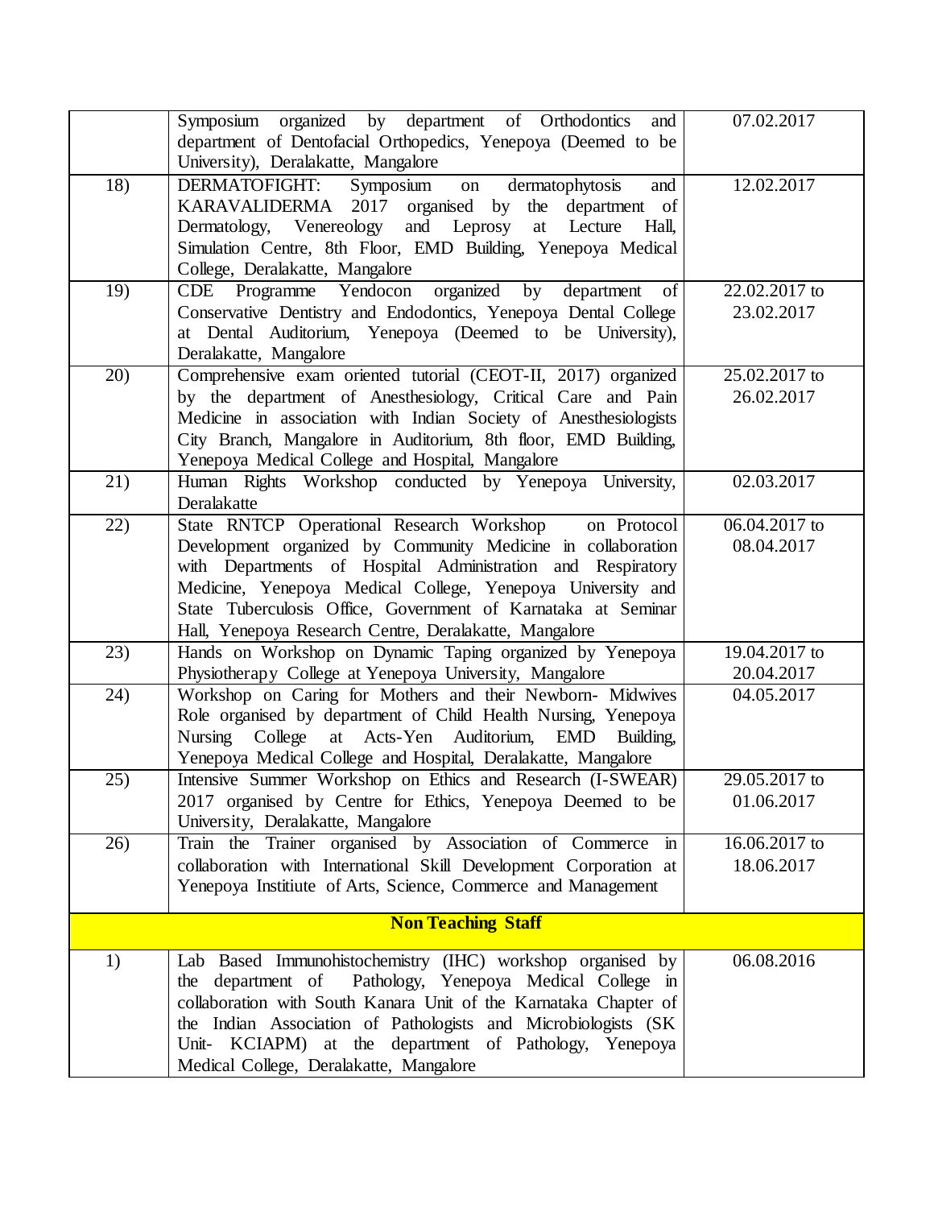| | | |
|---|---|---|
| | Symposium organized by department of Orthodontics and department of Dentofacial Orthopedics, Yenepoya (Deemed to be University), Deralakatte, Mangalore | 07.02.2017 |
| 18) | DERMATOFIGHT: Symposium on dermatophytosis and KARAVALIDERMA 2017 organised by the department of Dermatology, Venereology and Leprosy at Lecture Hall, Simulation Centre, 8th Floor, EMD Building, Yenepoya Medical College, Deralakatte, Mangalore | 12.02.2017 |
| 19) | CDE Programme Yendocon organized by department of Conservative Dentistry and Endodontics, Yenepoya Dental College at Dental Auditorium, Yenepoya (Deemed to be University), Deralakatte, Mangalore | 22.02.2017 to 23.02.2017 |
| 20) | Comprehensive exam oriented tutorial (CEOT-II, 2017) organized by the department of Anesthesiology, Critical Care and Pain Medicine in association with Indian Society of Anesthesiologists City Branch, Mangalore in Auditorium, 8th floor, EMD Building, Yenepoya Medical College and Hospital, Mangalore | 25.02.2017 to 26.02.2017 |
| 21) | Human Rights Workshop conducted by Yenepoya University, Deralakatte | 02.03.2017 |
| 22) | State RNTCP Operational Research Workshop on Protocol Development organized by Community Medicine in collaboration with Departments of Hospital Administration and Respiratory Medicine, Yenepoya Medical College, Yenepoya University and State Tuberculosis Office, Government of Karnataka at Seminar Hall, Yenepoya Research Centre, Deralakatte, Mangalore | 06.04.2017 to 08.04.2017 |
| 23) | Hands on Workshop on Dynamic Taping organized by Yenepoya Physiotherapy College at Yenepoya University, Mangalore | 19.04.2017 to 20.04.2017 |
| 24) | Workshop on Caring for Mothers and their Newborn- Midwives Role organised by department of Child Health Nursing, Yenepoya Nursing College at Acts-Yen Auditorium, EMD Building, Yenepoya Medical College and Hospital, Deralakatte, Mangalore | 04.05.2017 |
| 25) | Intensive Summer Workshop on Ethics and Research (I-SWEAR) 2017 organised by Centre for Ethics, Yenepoya Deemed to be University, Deralakatte, Mangalore | 29.05.2017 to 01.06.2017 |
| 26) | Train the Trainer organised by Association of Commerce in collaboration with International Skill Development Corporation at Yenepoya Instiitute of Arts, Science, Commerce and Management | 16.06.2017 to 18.06.2017 |
| | **Non Teaching Staff** | |
| 1) | Lab Based Immunohistochemistry (IHC) workshop organised by the department of Pathology, Yenepoya Medical College in collaboration with South Kanara Unit of the Karnataka Chapter of the Indian Association of Pathologists and Microbiologists (SK Unit- KCIAPM) at the department of Pathology, Yenepoya Medical College, Deralakatte, Mangalore | 06.08.2016 |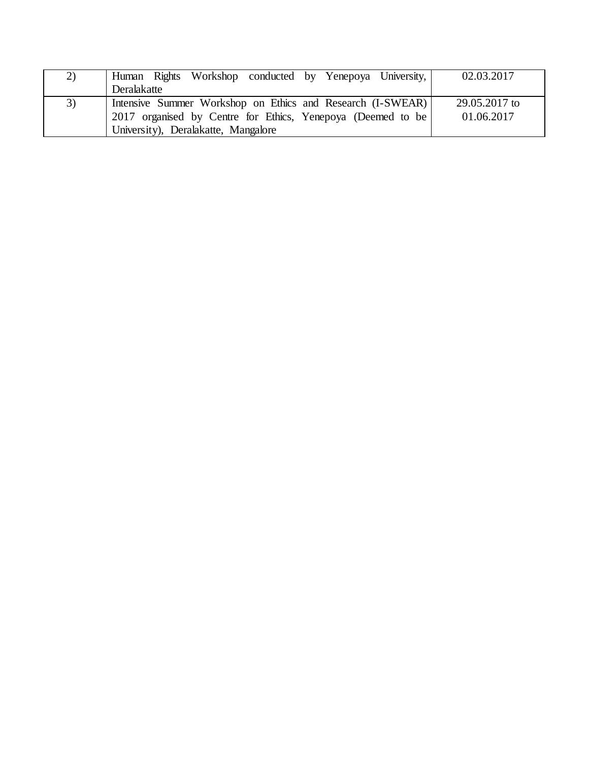| | | |
|---|---|---|
| 2) | Human Rights Workshop conducted by Yenepoya University, Deralakatte | 02.03.2017 |
| 3) | Intensive Summer Workshop on Ethics and Research (I-SWEAR) 2017 organised by Centre for Ethics, Yenepoya (Deemed to be University), Deralakatte, Mangalore | 29.05.2017 to 01.06.2017 |